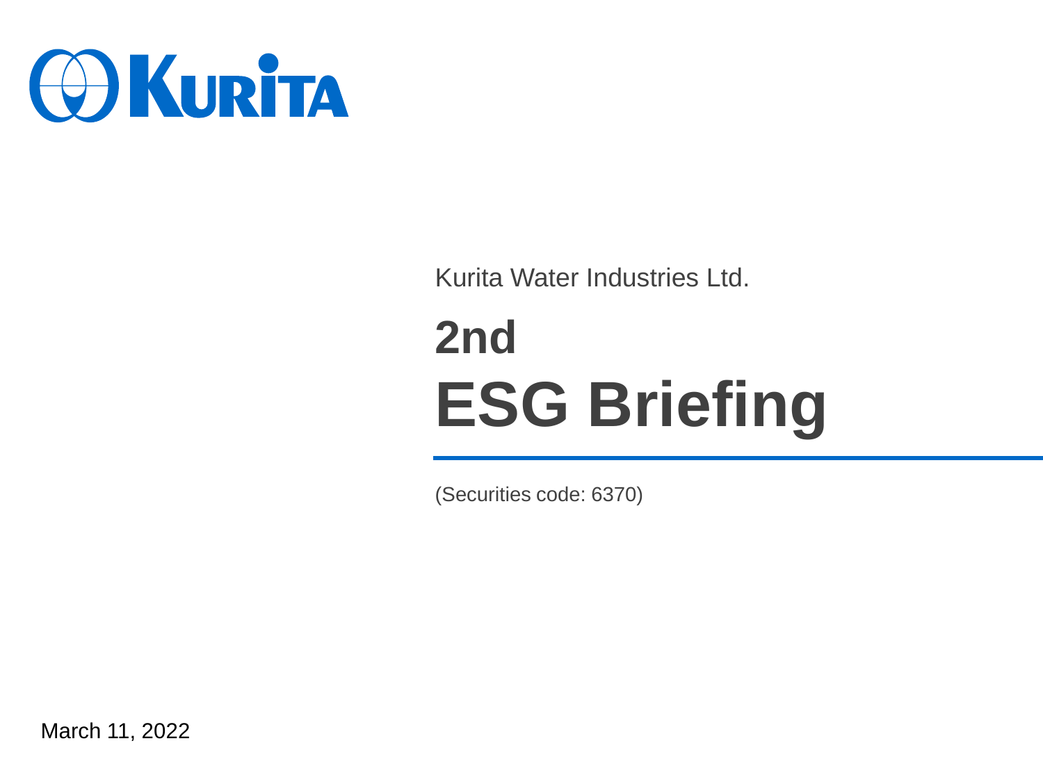KURITA

Kurita Water Industries Ltd.

# 2nd ESG Briefing

(Securities code: 6370)

March 11, 2022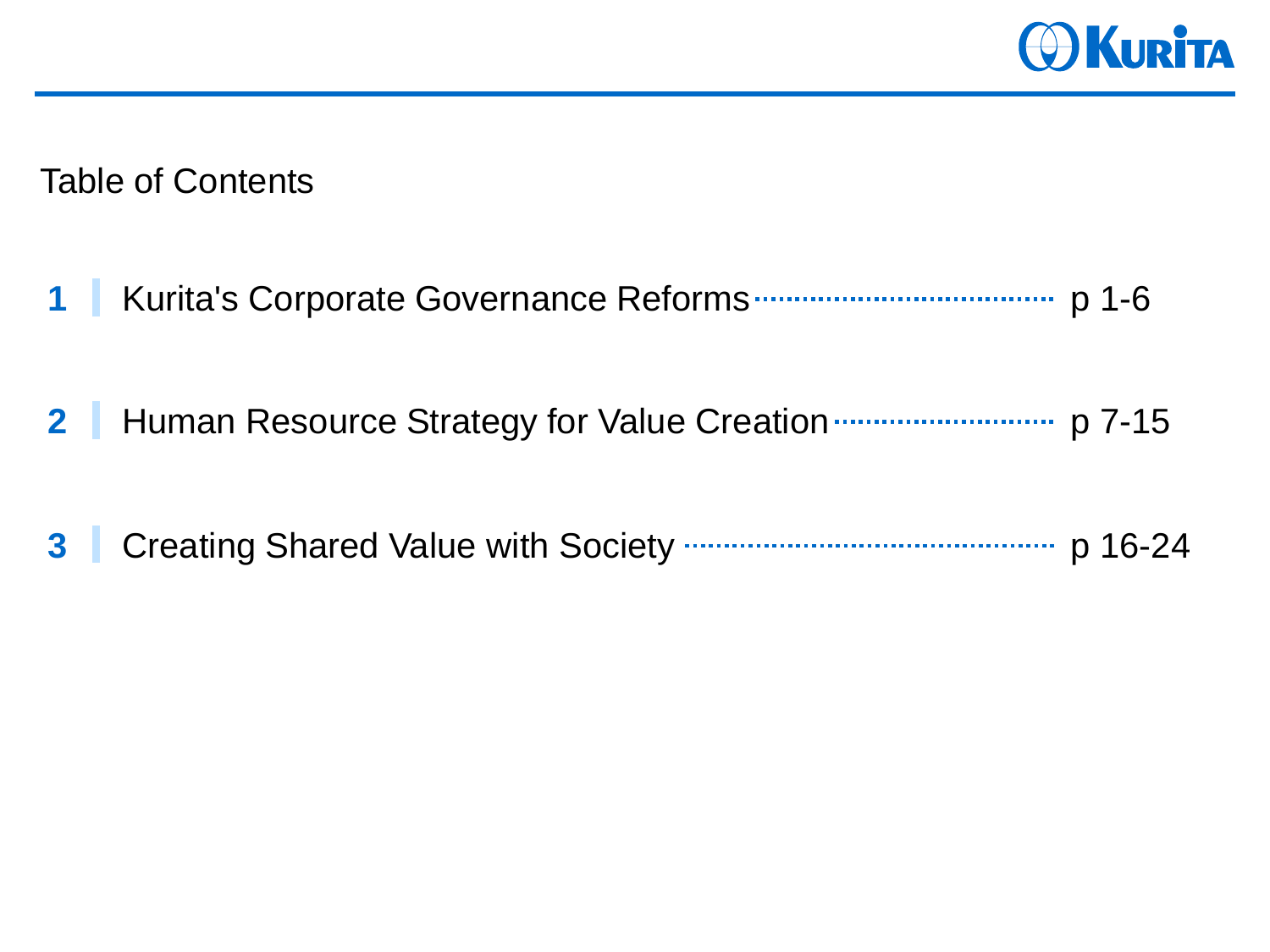# Table of Contents

| | | |
|---|---|---|
| **1** | Kurita's Corporate Governance Reforms | p 1-6 |
| **2** | Human Resource Strategy for Value Creation | p 7-15 |
| **3** | Creating Shared Value with Society | p 16-24 |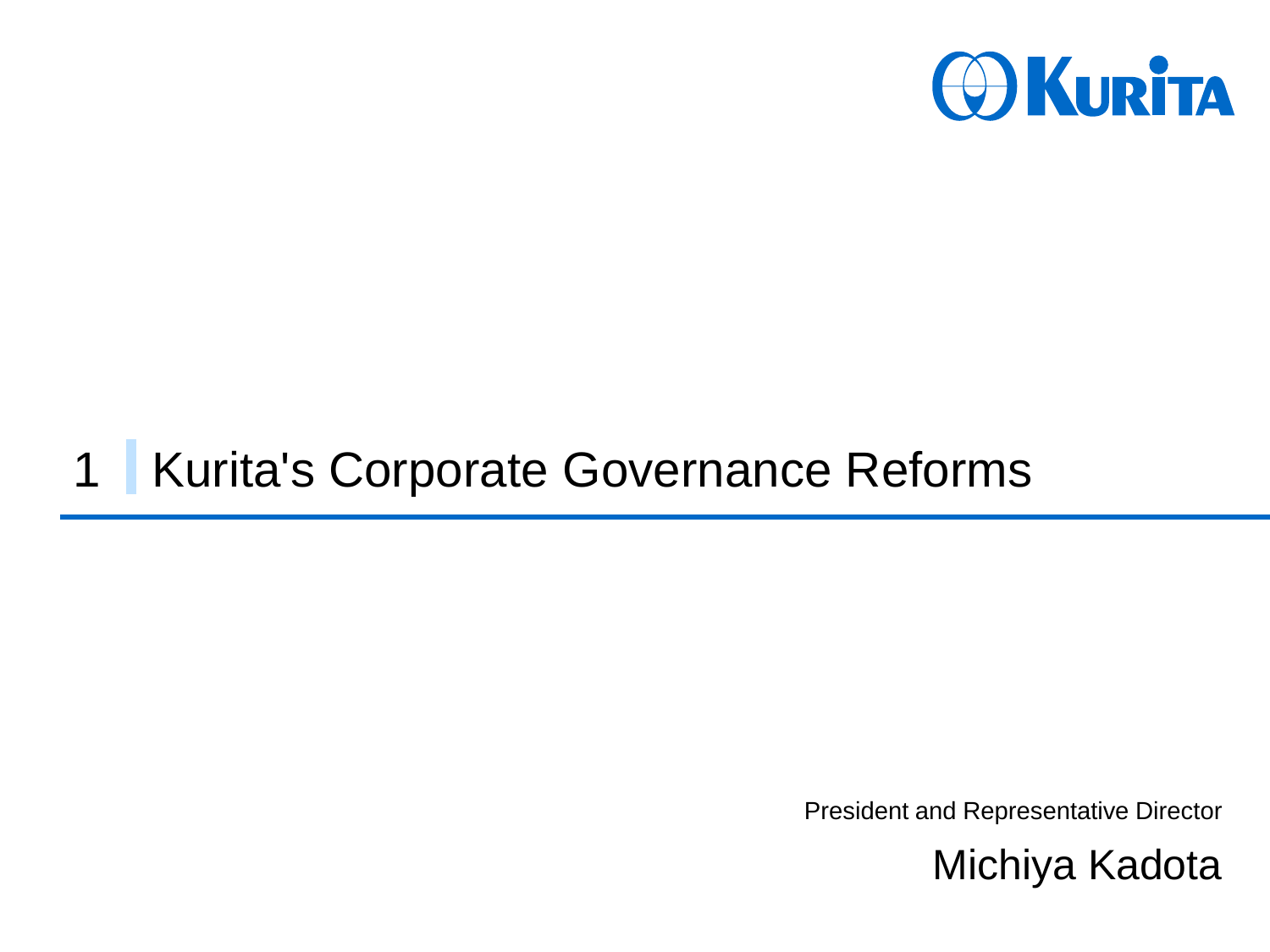KURITA

# 1 Kurita's Corporate Governance Reforms

President and Representative Director

Michiya Kadota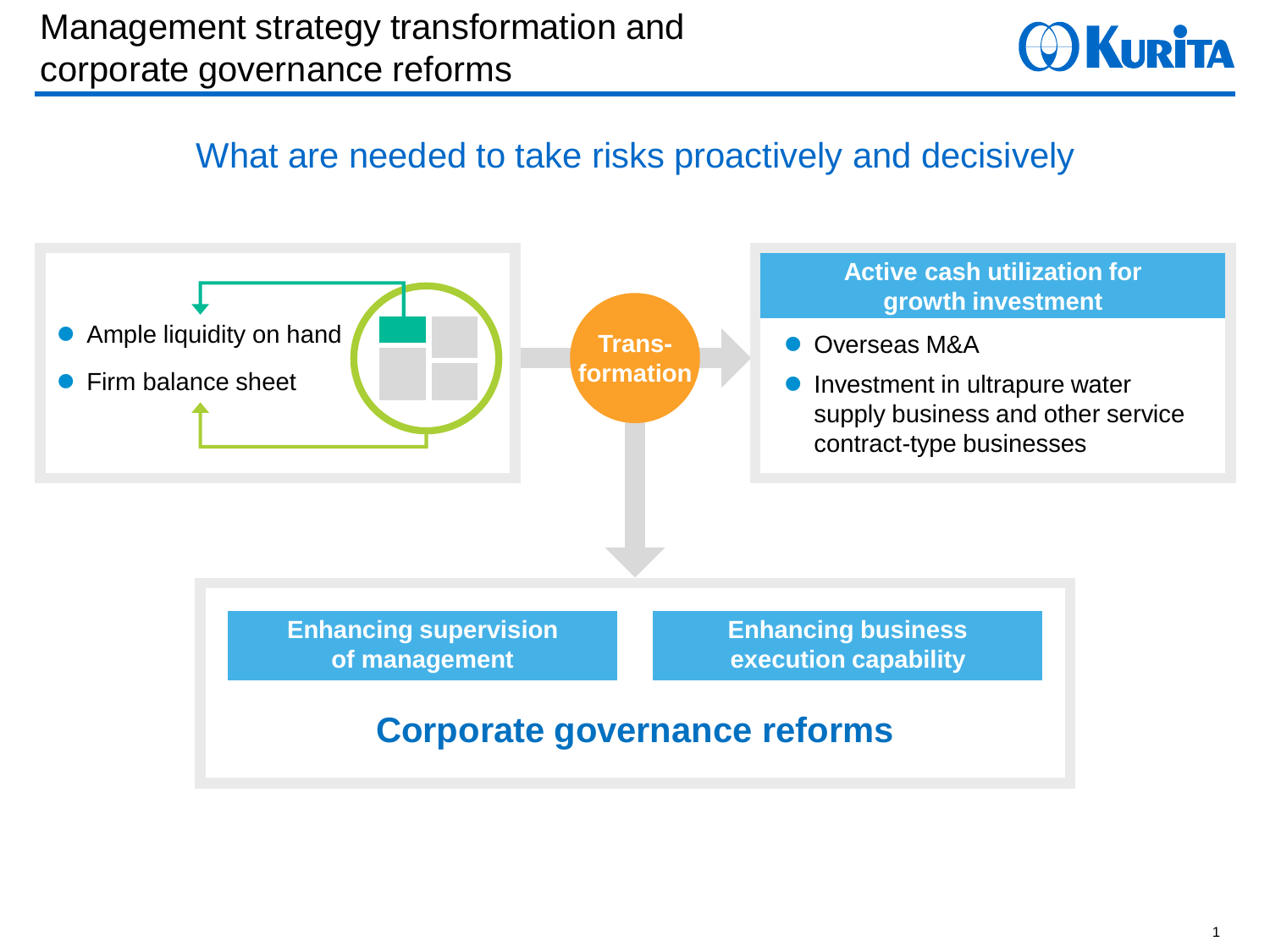# Management strategy transformation and corporate governance reforms

## What are needed to take risks proactively and decisively

- Ample liquidity on hand
- Firm balance sheet

**Trans-formation**

**Active cash utilization for growth investment**

- Overseas M&A
- Investment in ultrapure water supply business and other service contract-type businesses

**Enhancing supervision of management**

**Enhancing business execution capability**

**Corporate governance reforms**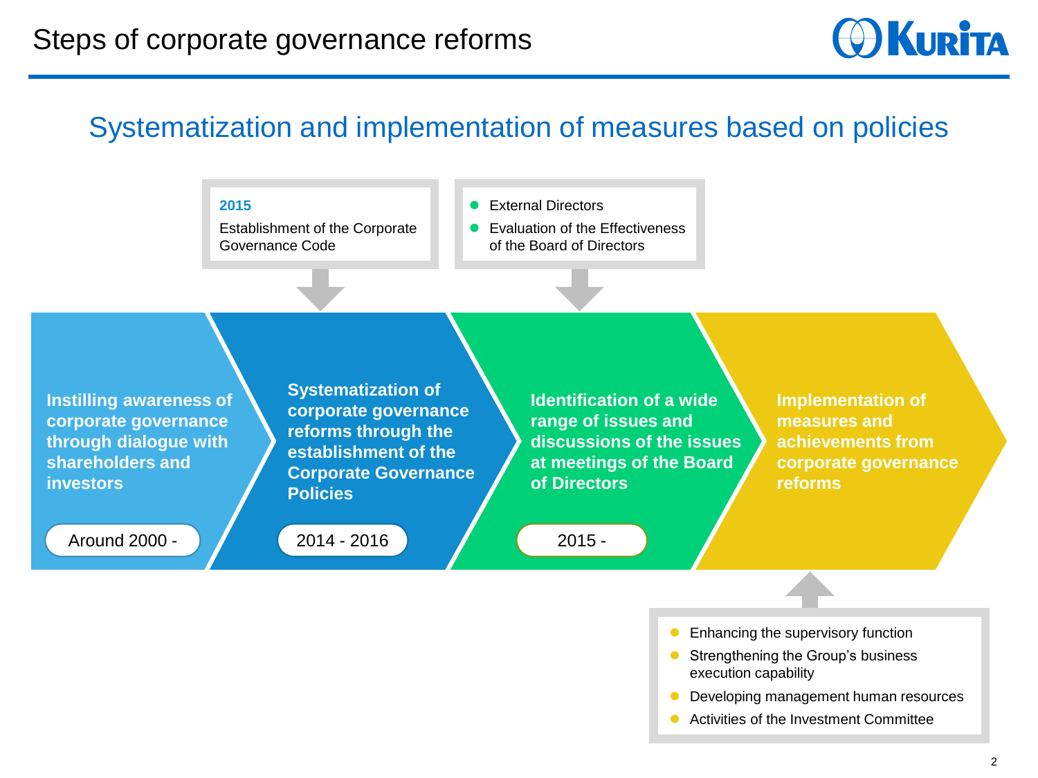# Steps of corporate governance reforms

## Systematization and implementation of measures based on policies

**2015**
Establishment of the Corporate Governance Code

- External Directors
- Evaluation of the Effectiveness of the Board of Directors

**Instilling awareness of corporate governance through dialogue with shareholders and investors**

Around 2000 -

**Systematization of corporate governance reforms through the establishment of the Corporate Governance Policies**

2014 - 2016

**Identification of a wide range of issues and discussions of the issues at meetings of the Board of Directors**

2015 -

**Implementation of measures and achievements from corporate governance reforms**

- Enhancing the supervisory function
- Strengthening the Group's business execution capability
- Developing management human resources
- Activities of the Investment Committee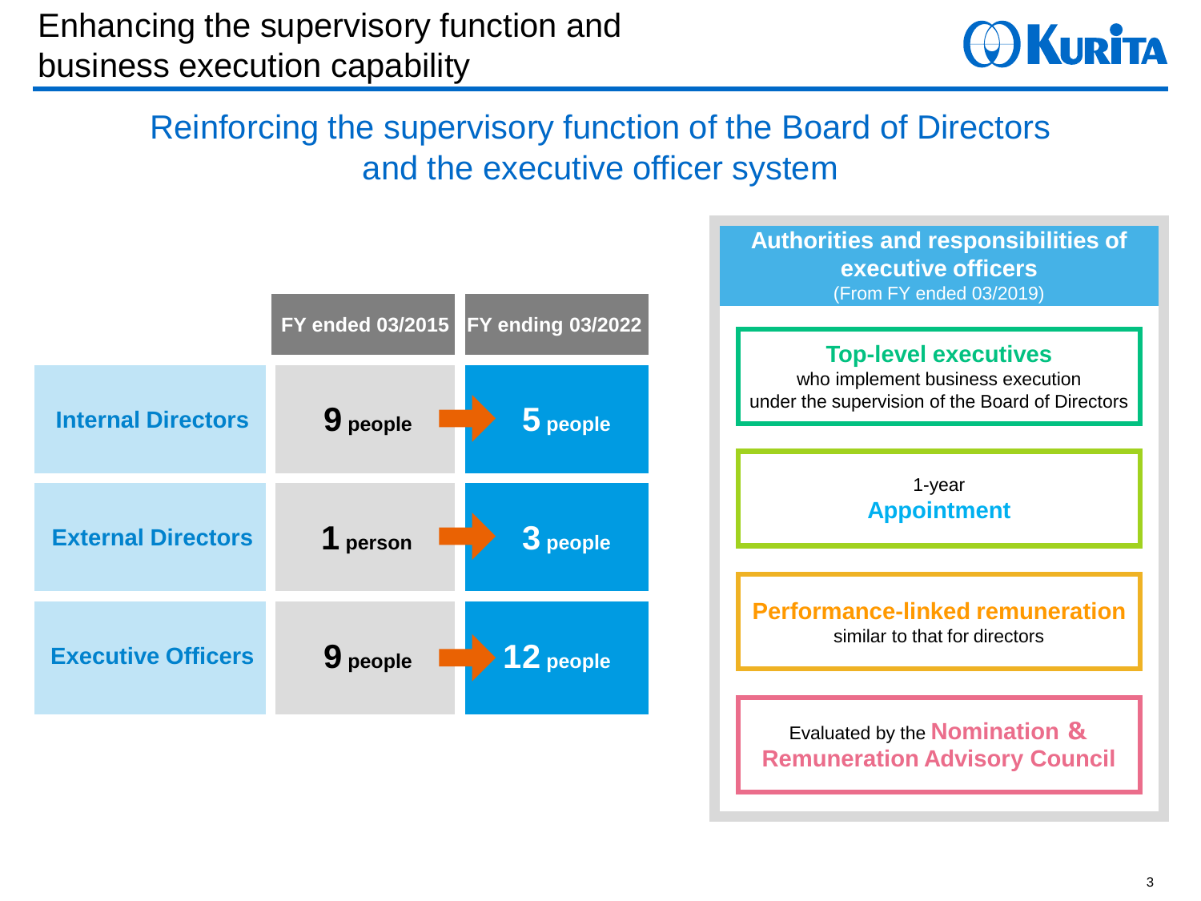# Enhancing the supervisory function and business execution capability

## Reinforcing the supervisory function of the Board of Directors and the executive officer system

| | FY ended 03/2015 | FY ending 03/2022 |
|---|---|---|
| **Internal Directors** | **9** people | **5** people |
| **External Directors** | **1** person | **3** people |
| **Executive Officers** | **9** people | **12** people |

### Authorities and responsibilities of executive officers
(From FY ended 03/2019)

- **Top-level executives** who implement business execution under the supervision of the Board of Directors
- 1-year **Appointment**
- **Performance-linked remuneration** similar to that for directors
- Evaluated by the **Nomination & Remuneration Advisory Council**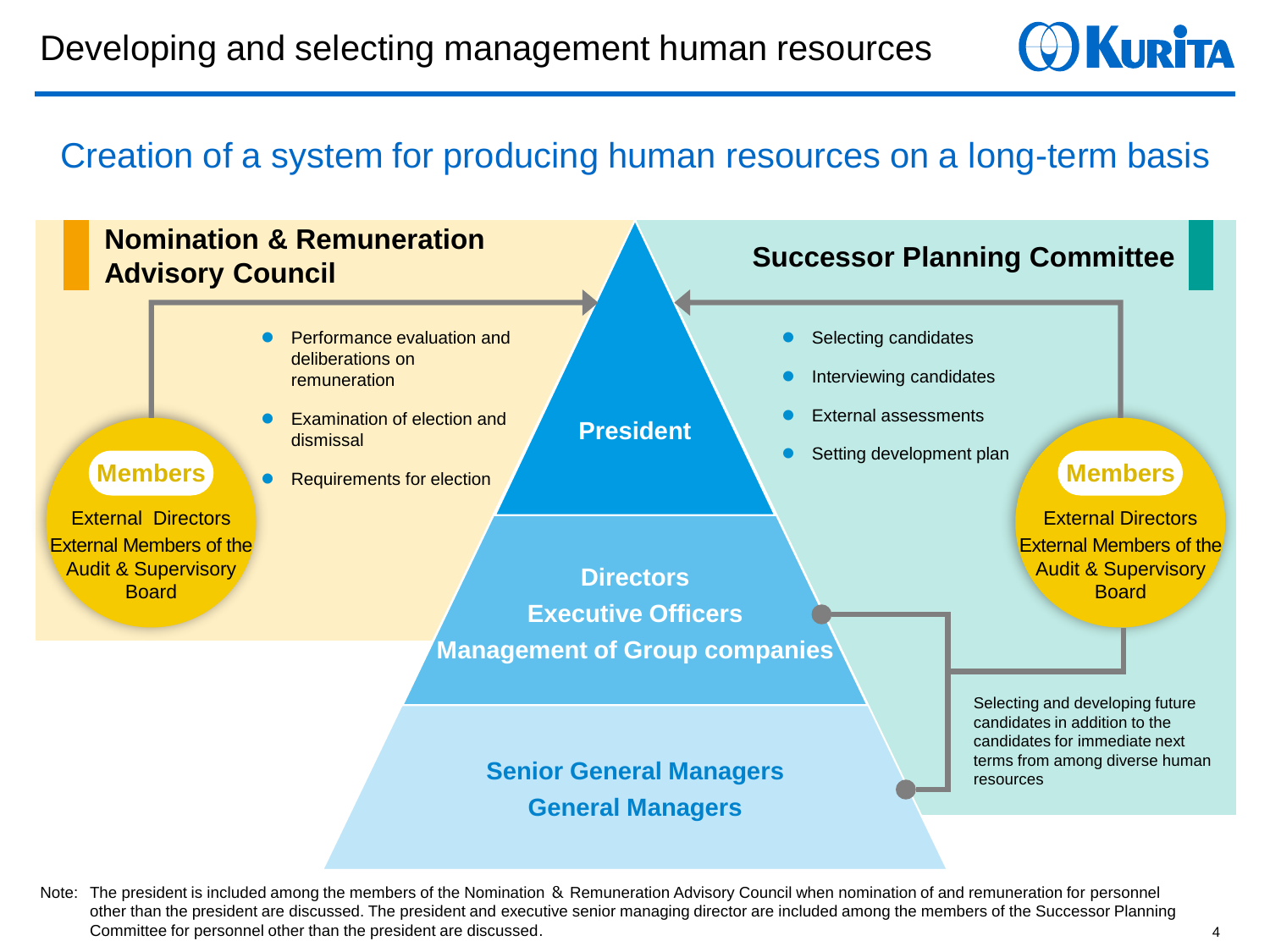# Developing and selecting management human resources

## Creation of a system for producing human resources on a long-term basis

### Nomination & Remuneration Advisory Council

**Members**

External Directors
External Members of the Audit & Supervisory Board

- Performance evaluation and deliberations on remuneration
- Examination of election and dismissal
- Requirements for election

### Successor Planning Committee

**Members**

External Directors
External Members of the Audit & Supervisory Board

- Selecting candidates
- Interviewing candidates
- External assessments
- Setting development plan

**President**

**Directors**
**Executive Officers**
**Management of Group companies**

**Senior General Managers**
**General Managers**

Selecting and developing future candidates in addition to the candidates for immediate next terms from among diverse human resources

Note: The president is included among the members of the Nomination & Remuneration Advisory Council when nomination of and remuneration for personnel other than the president are discussed. The president and executive senior managing director are included among the members of the Successor Planning Committee for personnel other than the president are discussed.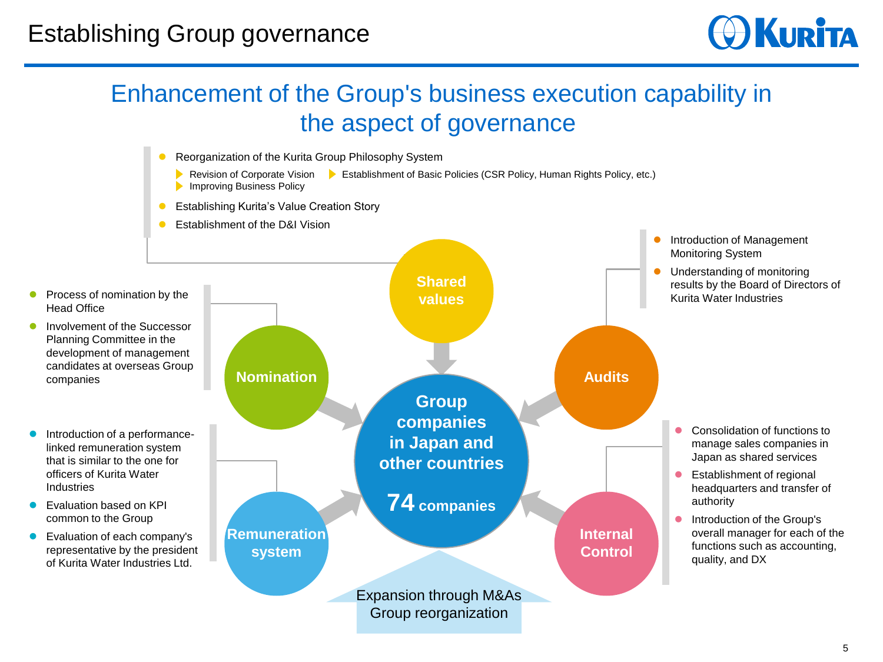# Establishing Group governance

## Enhancement of the Group's business execution capability in the aspect of governance

### Shared values

- Reorganization of the Kurita Group Philosophy System
  - Revision of Corporate Vision
  - Establishment of Basic Policies (CSR Policy, Human Rights Policy, etc.)
  - Improving Business Policy
- Establishing Kurita's Value Creation Story
- Establishment of the D&I Vision

### Nomination

- Process of nomination by the Head Office
- Involvement of the Successor Planning Committee in the development of management candidates at overseas Group companies

### Remuneration system

- Introduction of a performance-linked remuneration system that is similar to the one for officers of Kurita Water Industries
- Evaluation based on KPI common to the Group
- Evaluation of each company's representative by the president of Kurita Water Industries Ltd.

### Audits

- Introduction of Management Monitoring System
- Understanding of monitoring results by the Board of Directors of Kurita Water Industries

### Internal Control

- Consolidation of functions to manage sales companies in Japan as shared services
- Establishment of regional headquarters and transfer of authority
- Introduction of the Group's overall manager for each of the functions such as accounting, quality, and DX

### Group companies in Japan and other countries

**74 companies**

Expansion through M&As
Group reorganization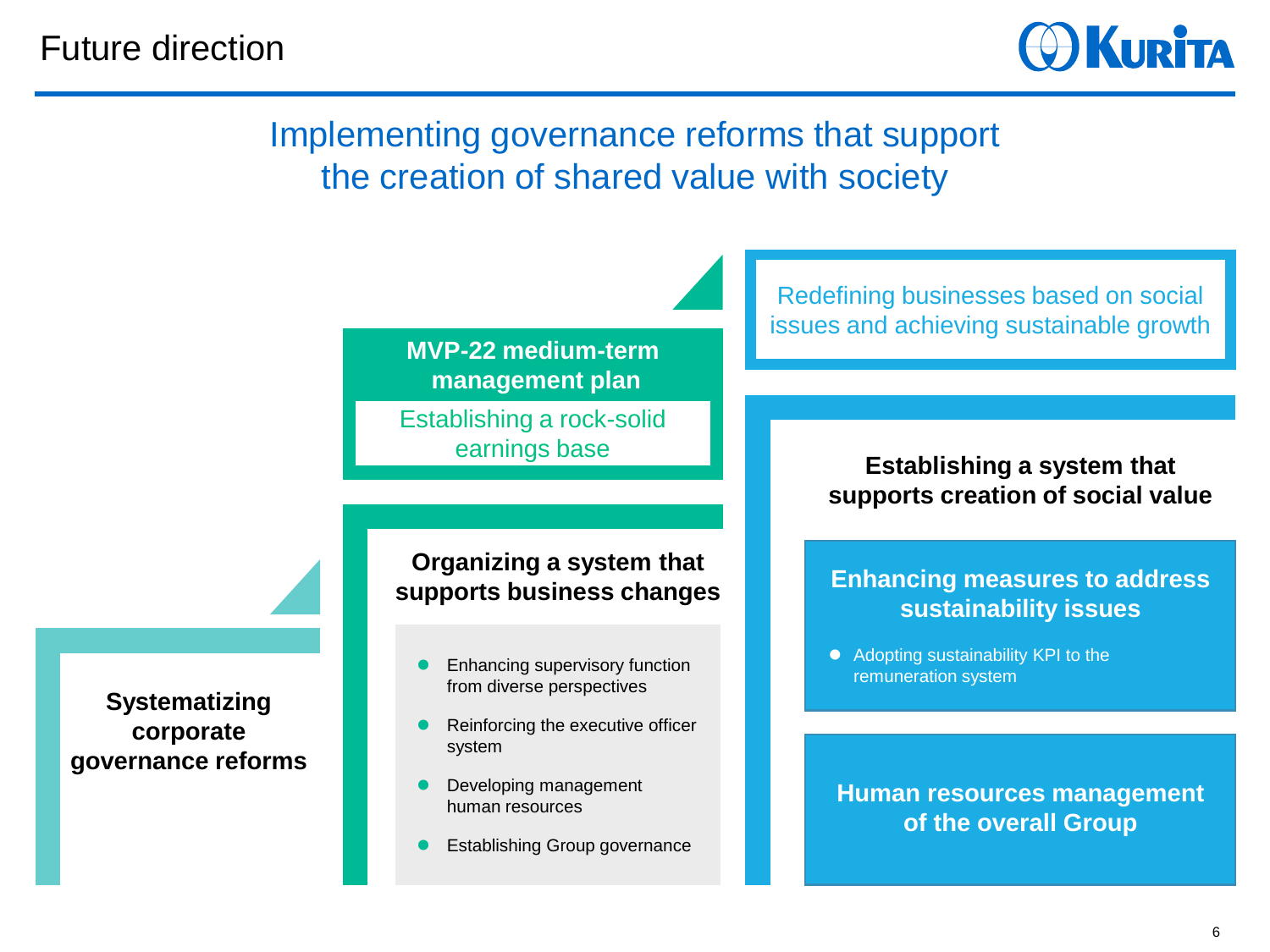# Future direction

## Implementing governance reforms that support the creation of shared value with society

**Systematizing corporate governance reforms**

**MVP-22 medium-term management plan**

Establishing a rock-solid earnings base

**Organizing a system that supports business changes**

- Enhancing supervisory function from diverse perspectives
- Reinforcing the executive officer system
- Developing management human resources
- Establishing Group governance

Redefining businesses based on social issues and achieving sustainable growth

**Establishing a system that supports creation of social value**

**Enhancing measures to address sustainability issues**

- Adopting sustainability KPI to the remuneration system

**Human resources management of the overall Group**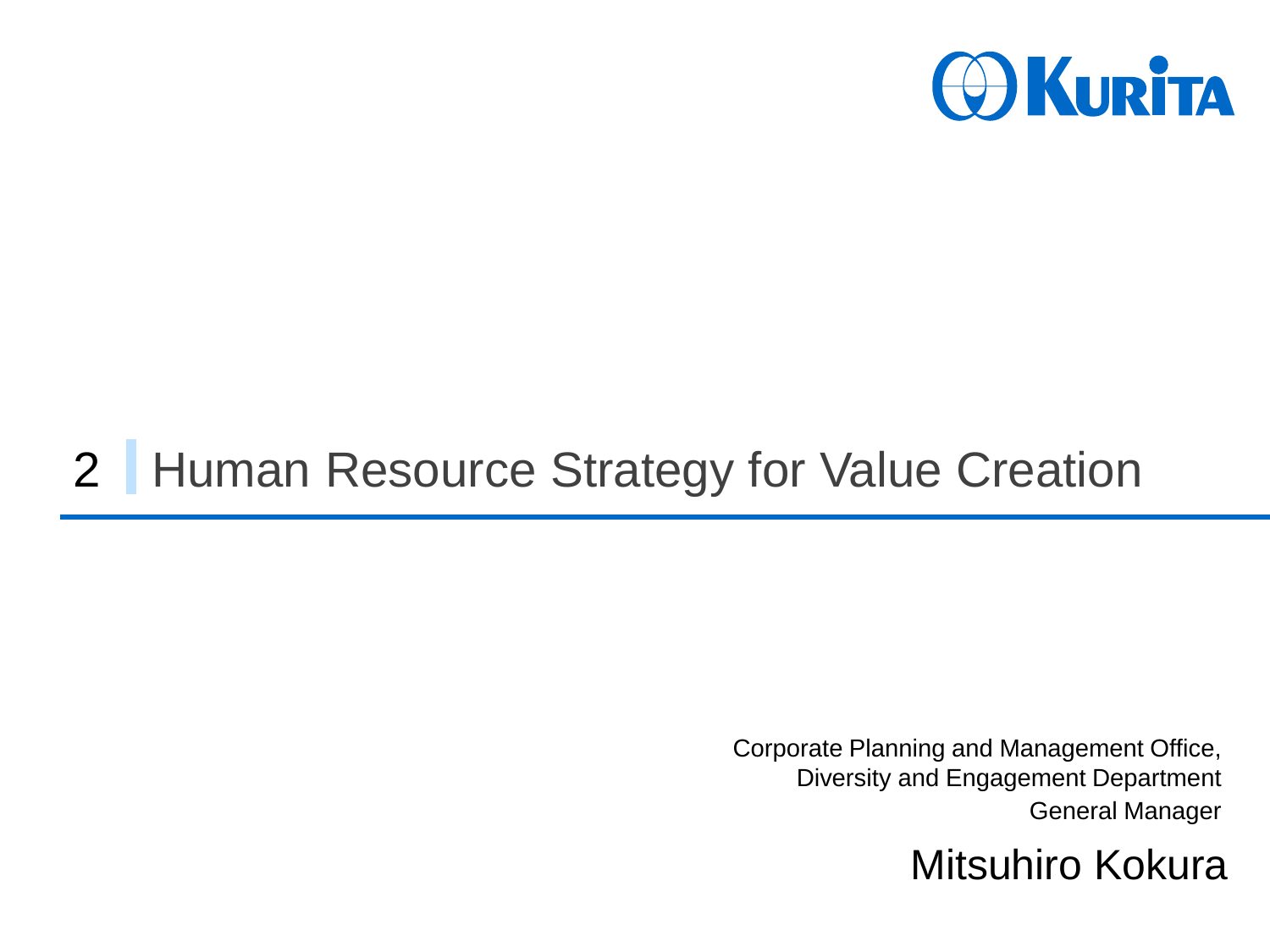# 2 Human Resource Strategy for Value Creation

Corporate Planning and Management Office,
Diversity and Engagement Department
General Manager

Mitsuhiro Kokura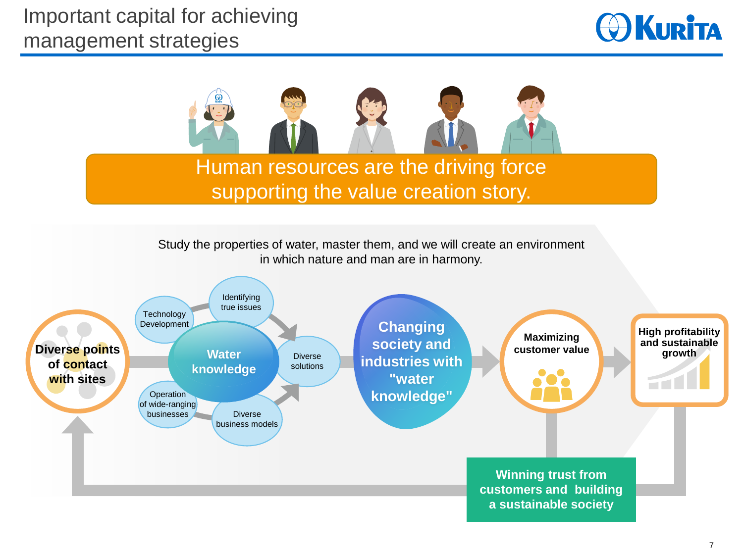# Important capital for achieving management strategies

**Human resources are the driving force supporting the value creation story.**

Study the properties of water, master them, and we will create an environment in which nature and man are in harmony.

**Diverse points of contact with sites**

Technology Development

Identifying true issues

**Water knowledge**

Diverse solutions

Operation of wide-ranging businesses

Diverse business models

**Changing society and industries with "water knowledge"**

**Maximizing customer value**

**High profitability and sustainable growth**

**Winning trust from customers and building a sustainable society**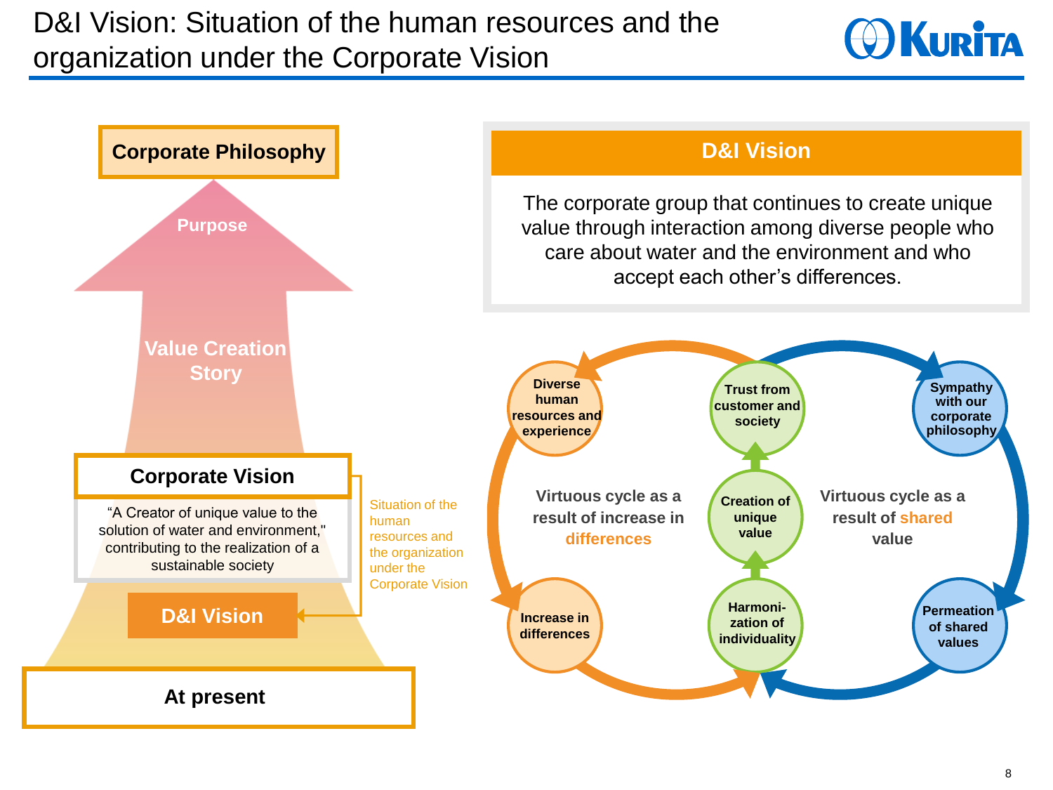# D&I Vision: Situation of the human resources and the organization under the Corporate Vision

**Corporate Philosophy**

Purpose

Value Creation Story

**Corporate Vision**

"A Creator of unique value to the solution of water and environment," contributing to the realization of a sustainable society

**D&I Vision**

Situation of the human resources and the organization under the Corporate Vision

**At present**

## D&I Vision

The corporate group that continues to create unique value through interaction among diverse people who care about water and the environment and who accept each other's differences.

**Diverse human resources and experience**

**Trust from customer and society**

**Sympathy with our corporate philosophy**

**Creation of unique value**

Virtuous cycle as a result of increase in differences

Virtuous cycle as a result of shared value

**Increase in differences**

**Harmonization of individuality**

**Permeation of shared values**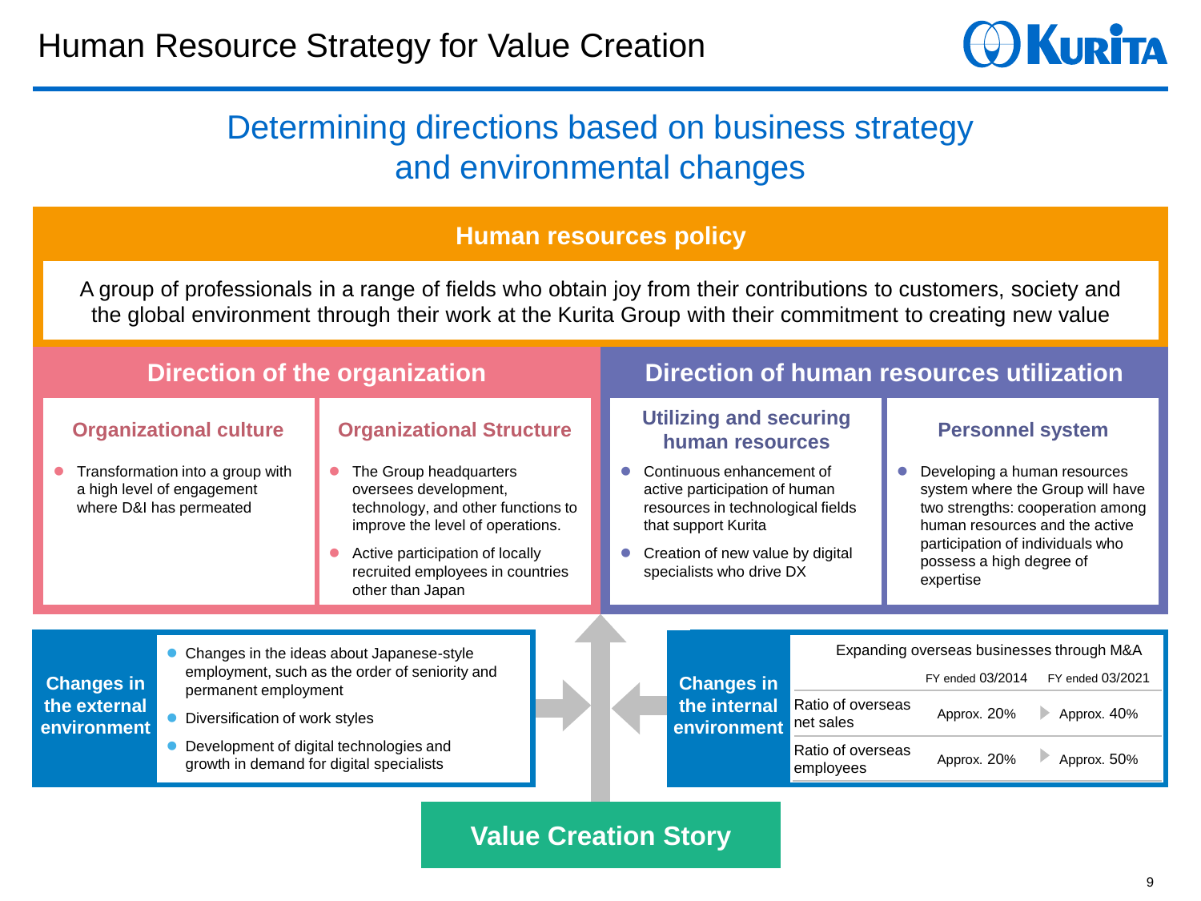# Human Resource Strategy for Value Creation

## Determining directions based on business strategy and environmental changes

### Human resources policy

A group of professionals in a range of fields who obtain joy from their contributions to customers, society and the global environment through their work at the Kurita Group with their commitment to creating new value

### Direction of the organization

#### Organizational culture

- Transformation into a group with a high level of engagement where D&I has permeated

#### Organizational Structure

- The Group headquarters oversees development, technology, and other functions to improve the level of operations.
- Active participation of locally recruited employees in countries other than Japan

### Direction of human resources utilization

#### Utilizing and securing human resources

- Continuous enhancement of active participation of human resources in technological fields that support Kurita
- Creation of new value by digital specialists who drive DX

#### Personnel system

- Developing a human resources system where the Group will have two strengths: cooperation among human resources and the active participation of individuals who possess a high degree of expertise

### Changes in the external environment

- Changes in the ideas about Japanese-style employment, such as the order of seniority and permanent employment
- Diversification of work styles
- Development of digital technologies and growth in demand for digital specialists

### Changes in the internal environment

Expanding overseas businesses through M&A

| | FY ended 03/2014 | FY ended 03/2021 |
|---|---|---|
| Ratio of overseas net sales | Approx. 20% | Approx. 40% |
| Ratio of overseas employees | Approx. 20% | Approx. 50% |

### Value Creation Story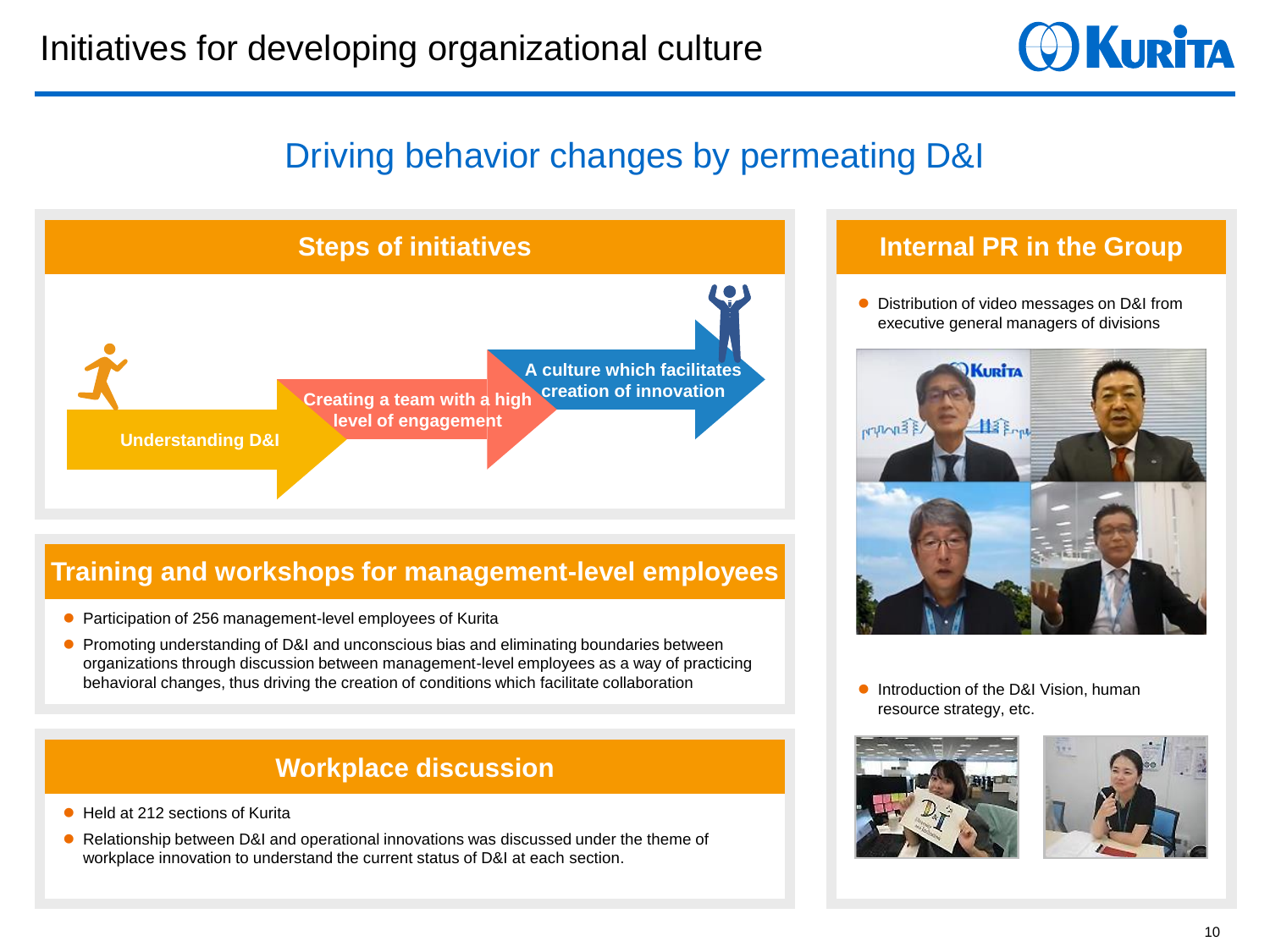# Initiatives for developing organizational culture

## Driving behavior changes by permeating D&I

### Steps of initiatives

- Understanding D&I
- Creating a team with a high level of engagement
- A culture which facilitates creation of innovation

### Training and workshops for management-level employees

- Participation of 256 management-level employees of Kurita
- Promoting understanding of D&I and unconscious bias and eliminating boundaries between organizations through discussion between management-level employees as a way of practicing behavioral changes, thus driving the creation of conditions which facilitate collaboration

### Workplace discussion

- Held at 212 sections of Kurita
- Relationship between D&I and operational innovations was discussed under the theme of workplace innovation to understand the current status of D&I at each section.

### Internal PR in the Group

- Distribution of video messages on D&I from executive general managers of divisions
- Introduction of the D&I Vision, human resource strategy, etc.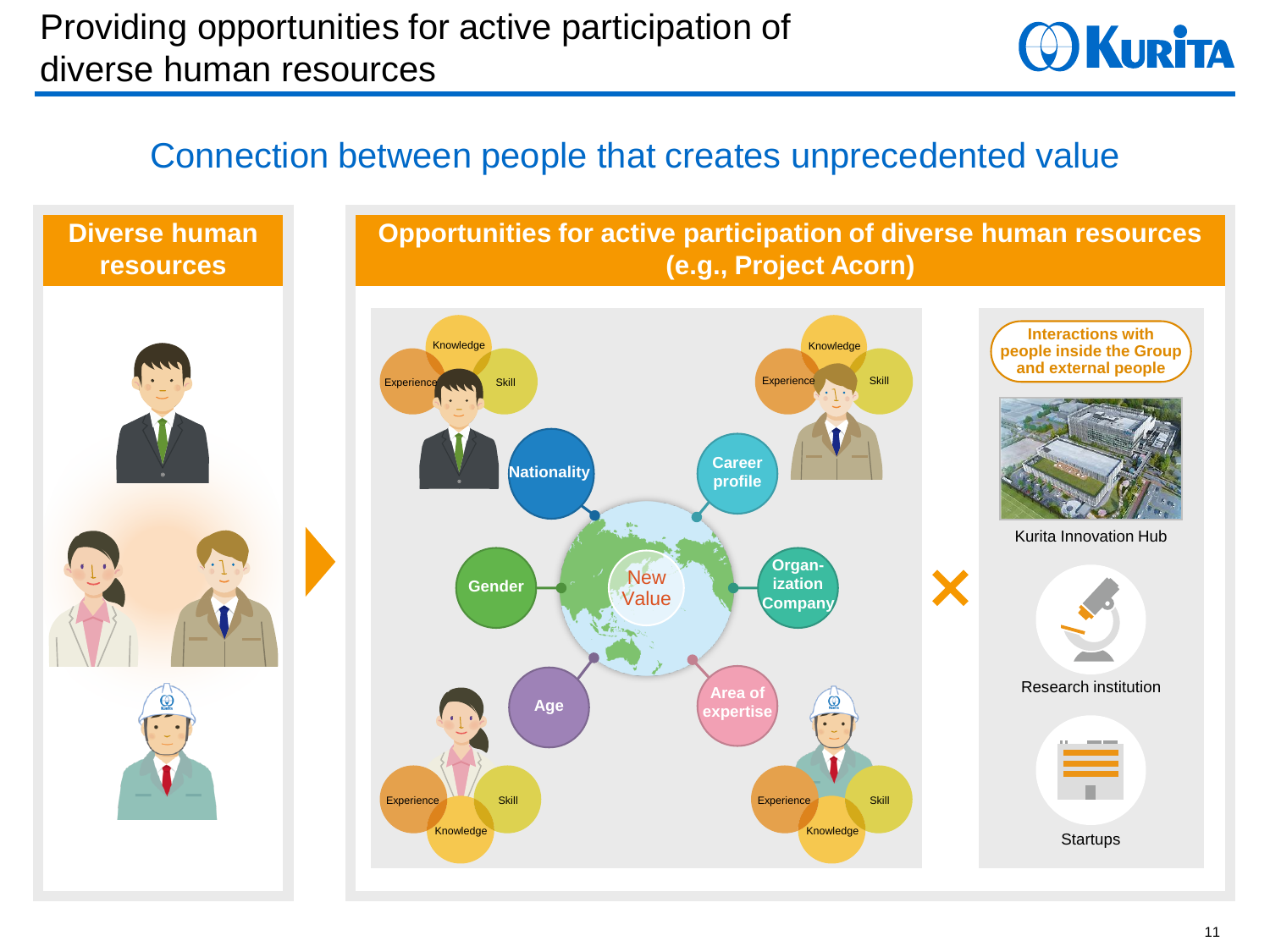# Providing opportunities for active participation of diverse human resources

## Connection between people that creates unprecedented value

**Diverse human resources**

**Opportunities for active participation of diverse human resources (e.g., Project Acorn)**

Knowledge Experience Skill

Nationality

Career profile

Gender

New Value

Organ-ization Company

Age

Area of expertise

×

**Interactions with people inside the Group and external people**

Kurita Innovation Hub

Research institution

Startups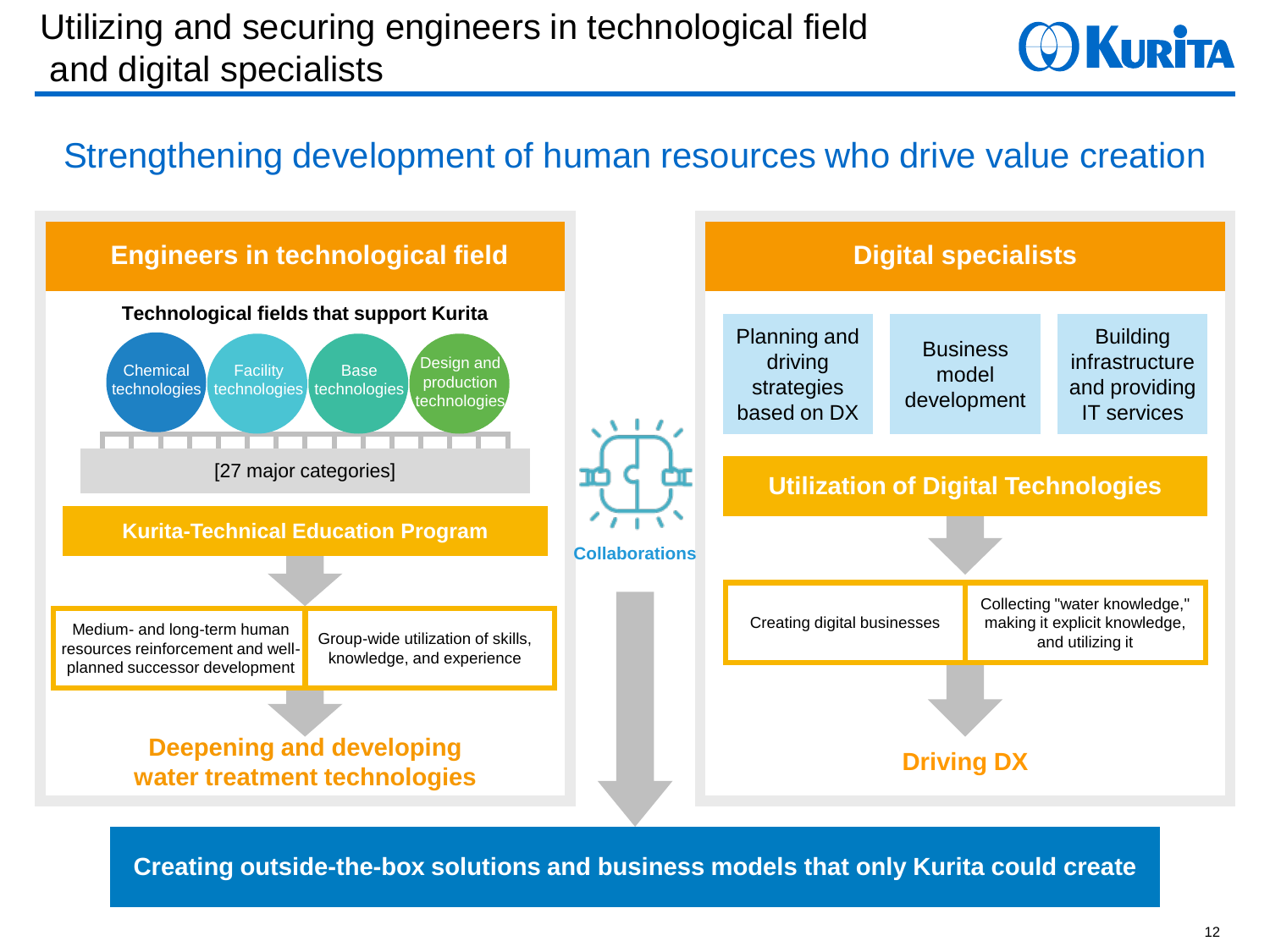# Utilizing and securing engineers in technological field and digital specialists

## Strengthening development of human resources who drive value creation

### Engineers in technological field

**Technological fields that support Kurita**

- Chemical technologies
- Facility technologies
- Base technologies
- Design and production technologies

[27 major categories]

**Kurita-Technical Education Program**

- Medium- and long-term human resources reinforcement and well-planned successor development
- Group-wide utilization of skills, knowledge, and experience

**Deepening and developing water treatment technologies**

**Collaborations**

### Digital specialists

- Planning and driving strategies based on DX
- Business model development
- Building infrastructure and providing IT services

**Utilization of Digital Technologies**

- Creating digital businesses
- Collecting "water knowledge," making it explicit knowledge, and utilizing it

**Driving DX**

**Creating outside-the-box solutions and business models that only Kurita could create**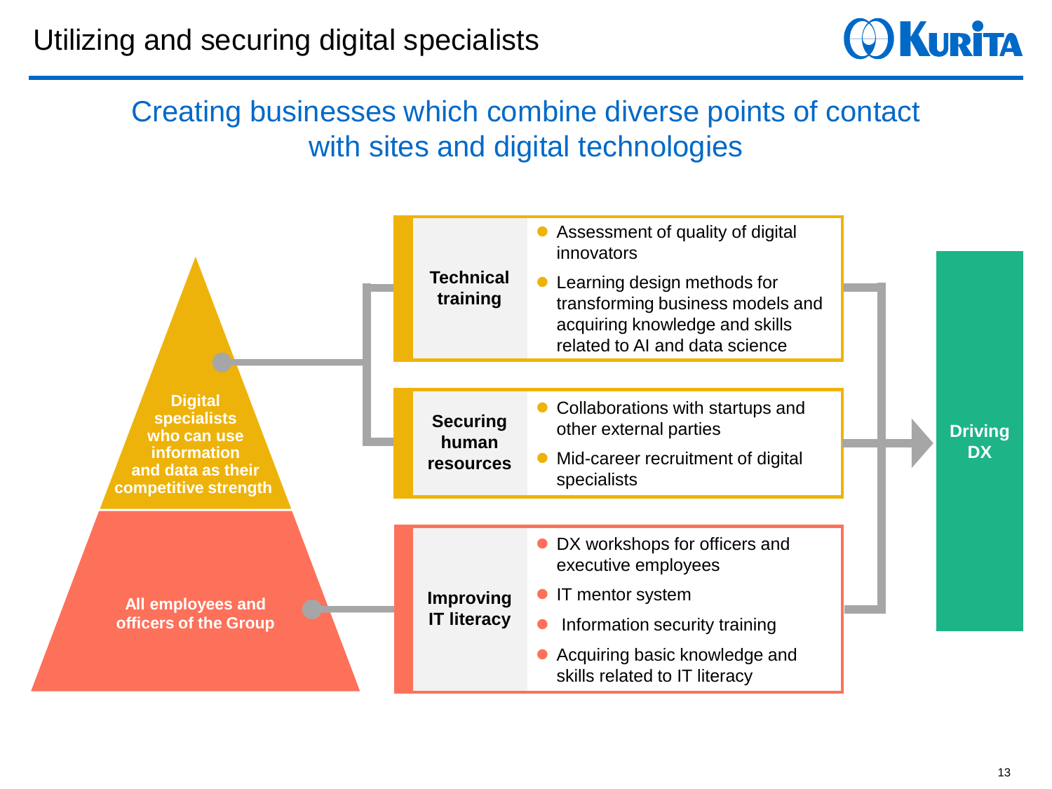# Utilizing and securing digital specialists

## Creating businesses which combine diverse points of contact with sites and digital technologies

**Digital specialists who can use information and data as their competitive strength**

**All employees and officers of the Group**

**Technical training**
- Assessment of quality of digital innovators
- Learning design methods for transforming business models and acquiring knowledge and skills related to AI and data science

**Securing human resources**
- Collaborations with startups and other external parties
- Mid-career recruitment of digital specialists

**Improving IT literacy**
- DX workshops for officers and executive employees
- IT mentor system
- Information security training
- Acquiring basic knowledge and skills related to IT literacy

**Driving DX**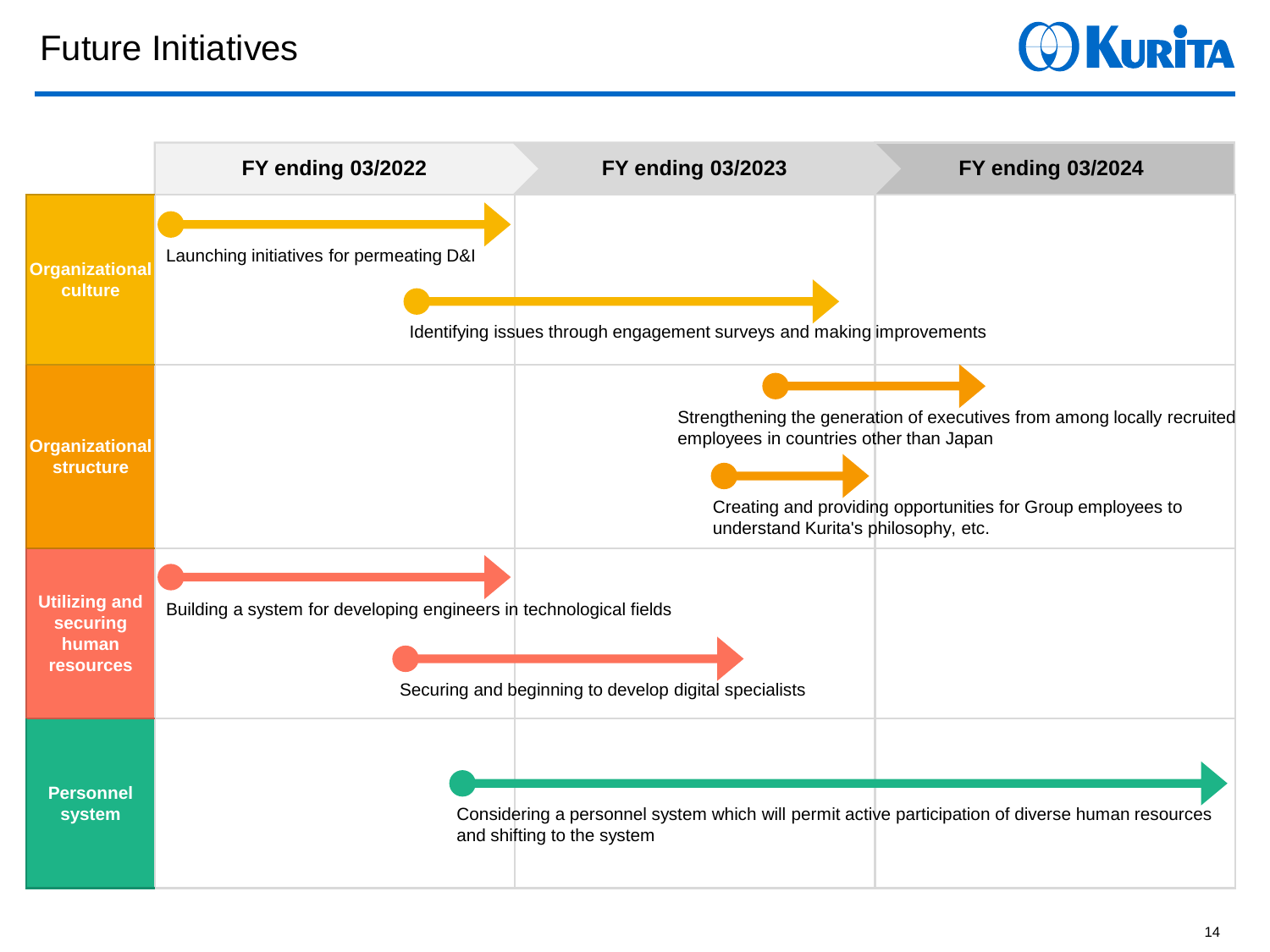# Future Initiatives

| | FY ending 03/2022 | FY ending 03/2023 | FY ending 03/2024 |
|---|---|---|---|
| **Organizational culture** | Launching initiatives for permeating D&I | | |
| | Identifying issues through engagement surveys and making improvements | Identifying issues through engagement surveys and making improvements | |
| **Organizational structure** | | Strengthening the generation of executives from among locally recruited employees in countries other than Japan | Strengthening the generation of executives from among locally recruited employees in countries other than Japan |
| | | Creating and providing opportunities for Group employees to understand Kurita's philosophy, etc. | |
| **Utilizing and securing human resources** | Building a system for developing engineers in technological fields | | |
| | Securing and beginning to develop digital specialists | Securing and beginning to develop digital specialists | |
| **Personnel system** | Considering a personnel system which will permit active participation of diverse human resources and shifting to the system | Considering a personnel system which will permit active participation of diverse human resources and shifting to the system | Considering a personnel system which will permit active participation of diverse human resources and shifting to the system |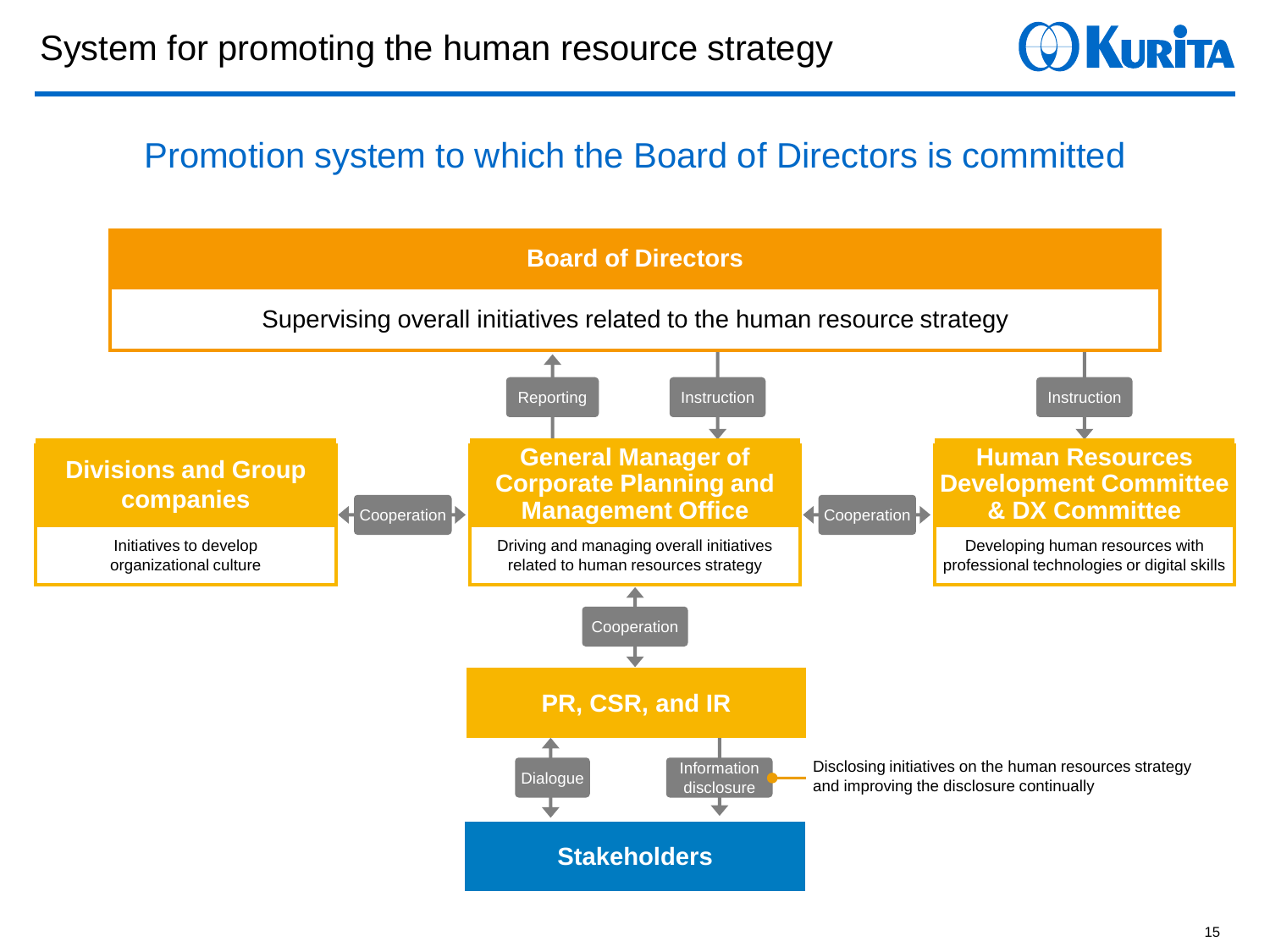# System for promoting the human resource strategy

## Promotion system to which the Board of Directors is committed

**Board of Directors**

Supervising overall initiatives related to the human resource strategy

Reporting

Instruction

Instruction

**Divisions and Group companies**

Initiatives to develop organizational culture

Cooperation

**General Manager of Corporate Planning and Management Office**

Driving and managing overall initiatives related to human resources strategy

Cooperation

**Human Resources Development Committee & DX Committee**

Developing human resources with professional technologies or digital skills

Cooperation

**PR, CSR, and IR**

Dialogue

Information disclosure

Disclosing initiatives on the human resources strategy and improving the disclosure continually

**Stakeholders**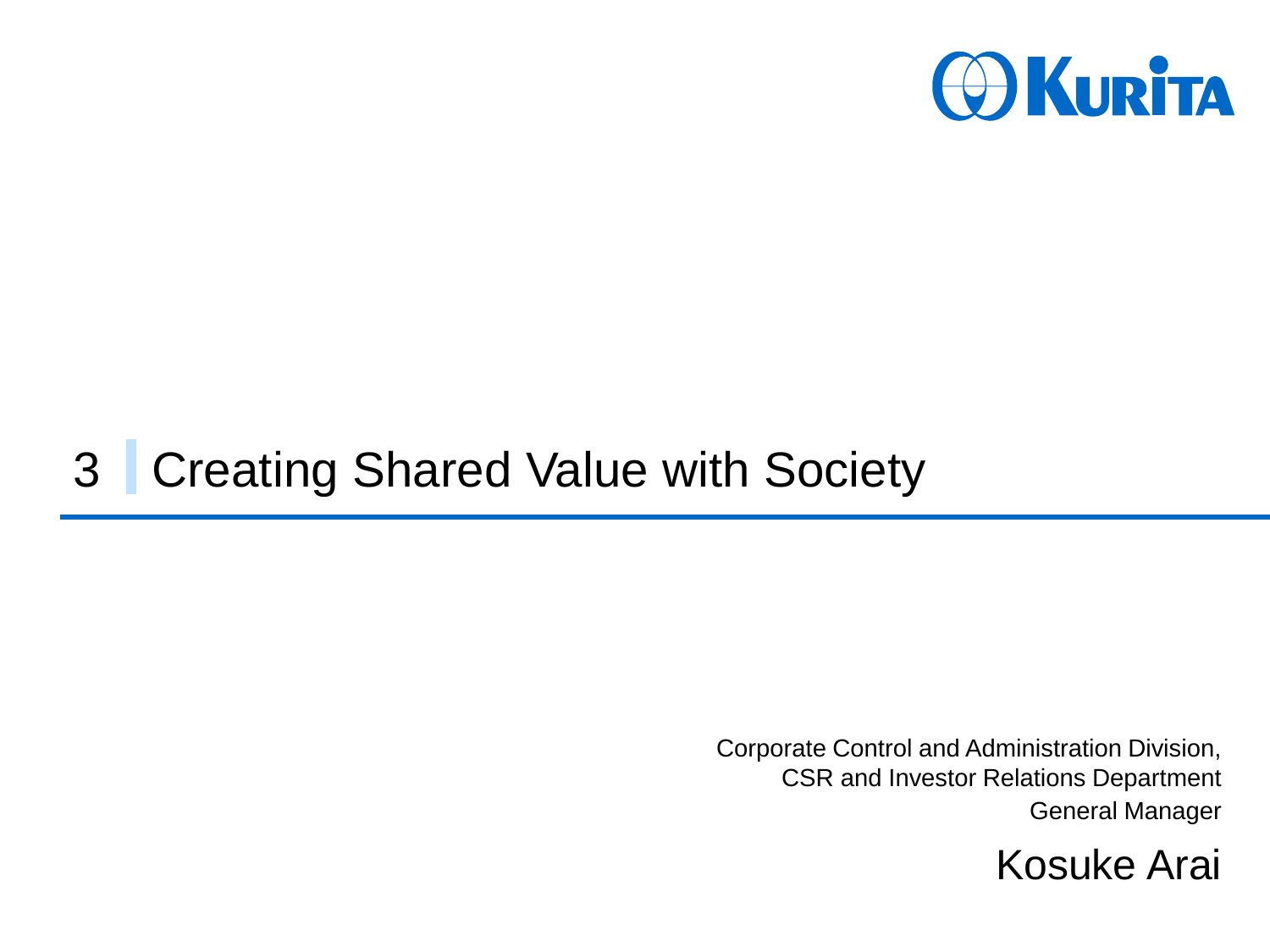# 3 Creating Shared Value with Society

Corporate Control and Administration Division,
CSR and Investor Relations Department
General Manager

Kosuke Arai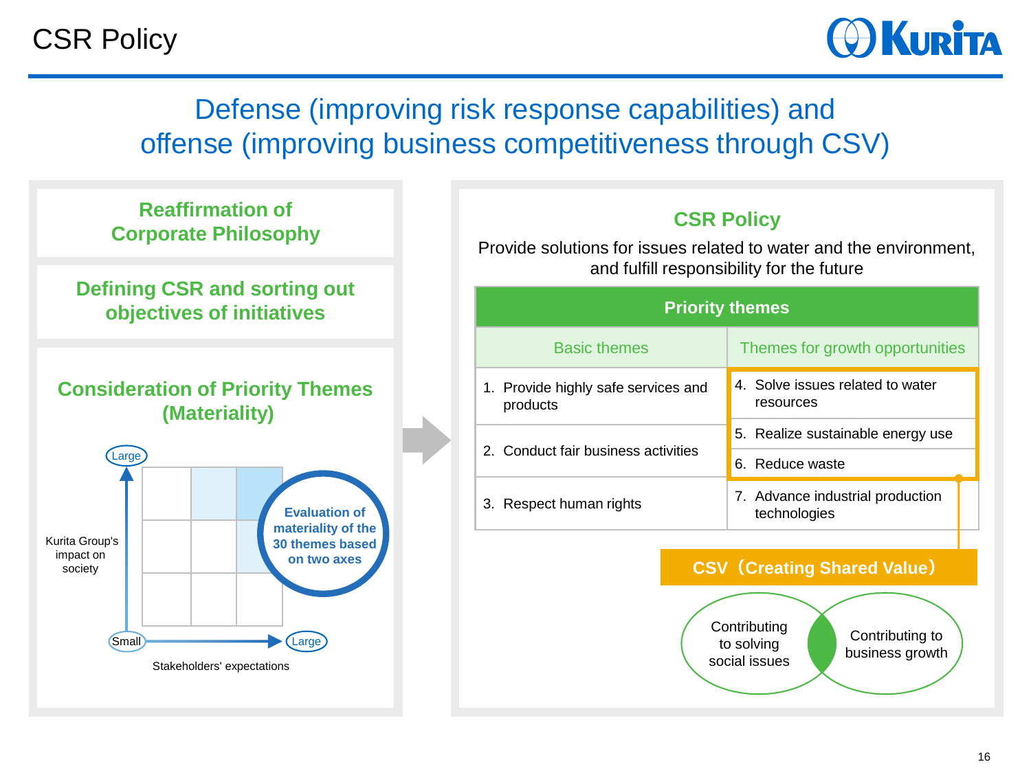# CSR Policy

## Defense (improving risk response capabilities) and offense (improving business competitiveness through CSV)

### Reaffirmation of Corporate Philosophy

### Defining CSR and sorting out objectives of initiatives

### Consideration of Priority Themes (Materiality)

Evaluation of materiality of the 30 themes based on two axes

- Vertical axis: Kurita Group's impact on society (Small → Large)
- Horizontal axis: Stakeholders' expectations (Small → Large)

### CSR Policy

Provide solutions for issues related to water and the environment, and fulfill responsibility for the future

| Priority themes | |
|---|---|
| Basic themes | Themes for growth opportunities |
| 1. Provide highly safe services and products | 4. Solve issues related to water resources |
| 2. Conduct fair business activities | 5. Realize sustainable energy use |
| | 6. Reduce waste |
| 3. Respect human rights | 7. Advance industrial production technologies |

**CSV（Creating Shared Value）** (themes 4–6)

- Contributing to solving social issues
- Contributing to business growth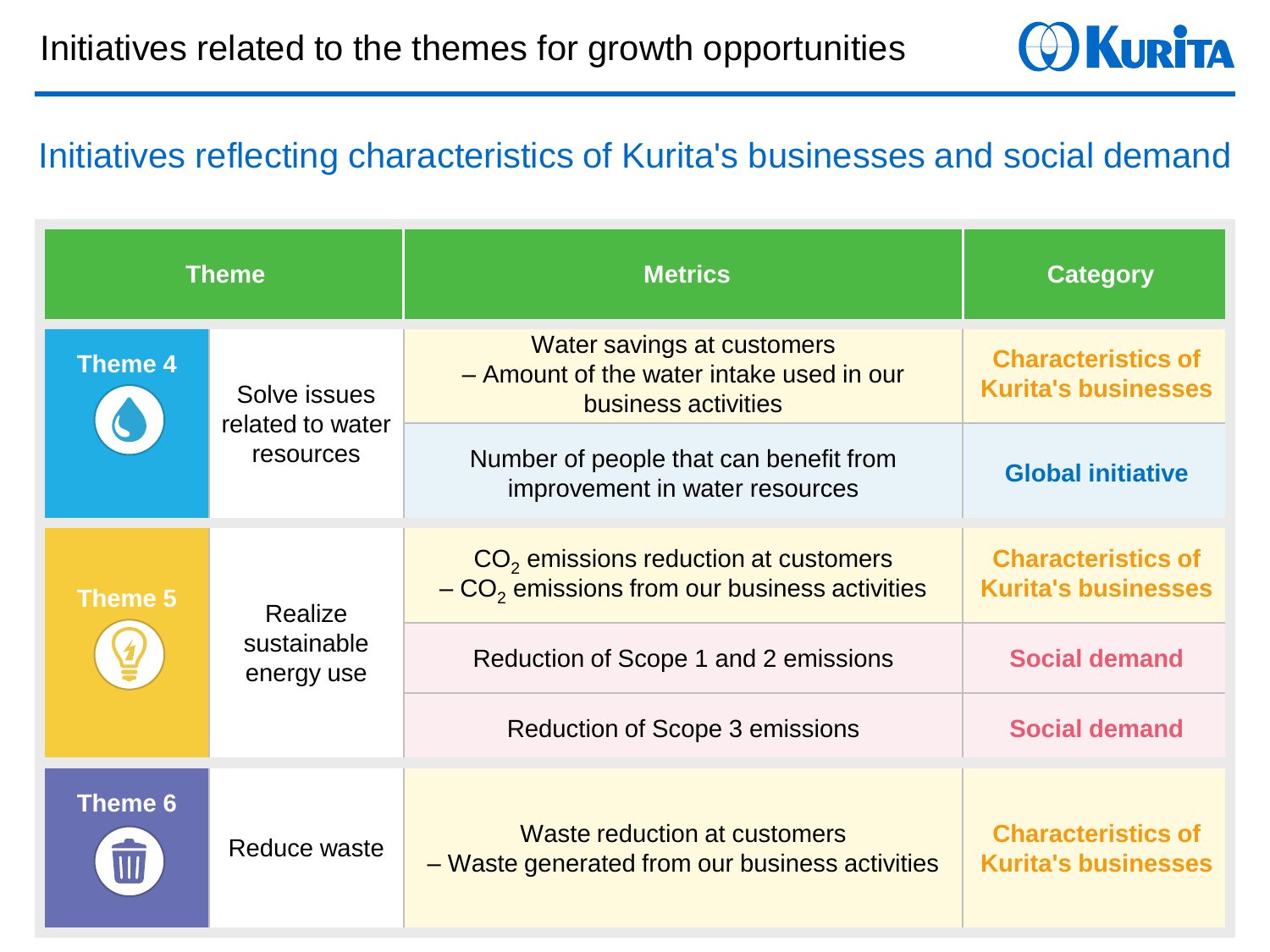# Initiatives related to the themes for growth opportunities

## Initiatives reflecting characteristics of Kurita's businesses and social demand

| Theme | | Metrics | Category |
|---|---|---|---|
| Theme 4 | Solve issues related to water resources | Water savings at customers – Amount of the water intake used in our business activities | Characteristics of Kurita's businesses |
| | | Number of people that can benefit from improvement in water resources | Global initiative |
| Theme 5 | Realize sustainable energy use | $CO_2$ emissions reduction at customers – $CO_2$ emissions from our business activities | Characteristics of Kurita's businesses |
| | | Reduction of Scope 1 and 2 emissions | Social demand |
| | | Reduction of Scope 3 emissions | Social demand |
| Theme 6 | Reduce waste | Waste reduction at customers – Waste generated from our business activities | Characteristics of Kurita's businesses |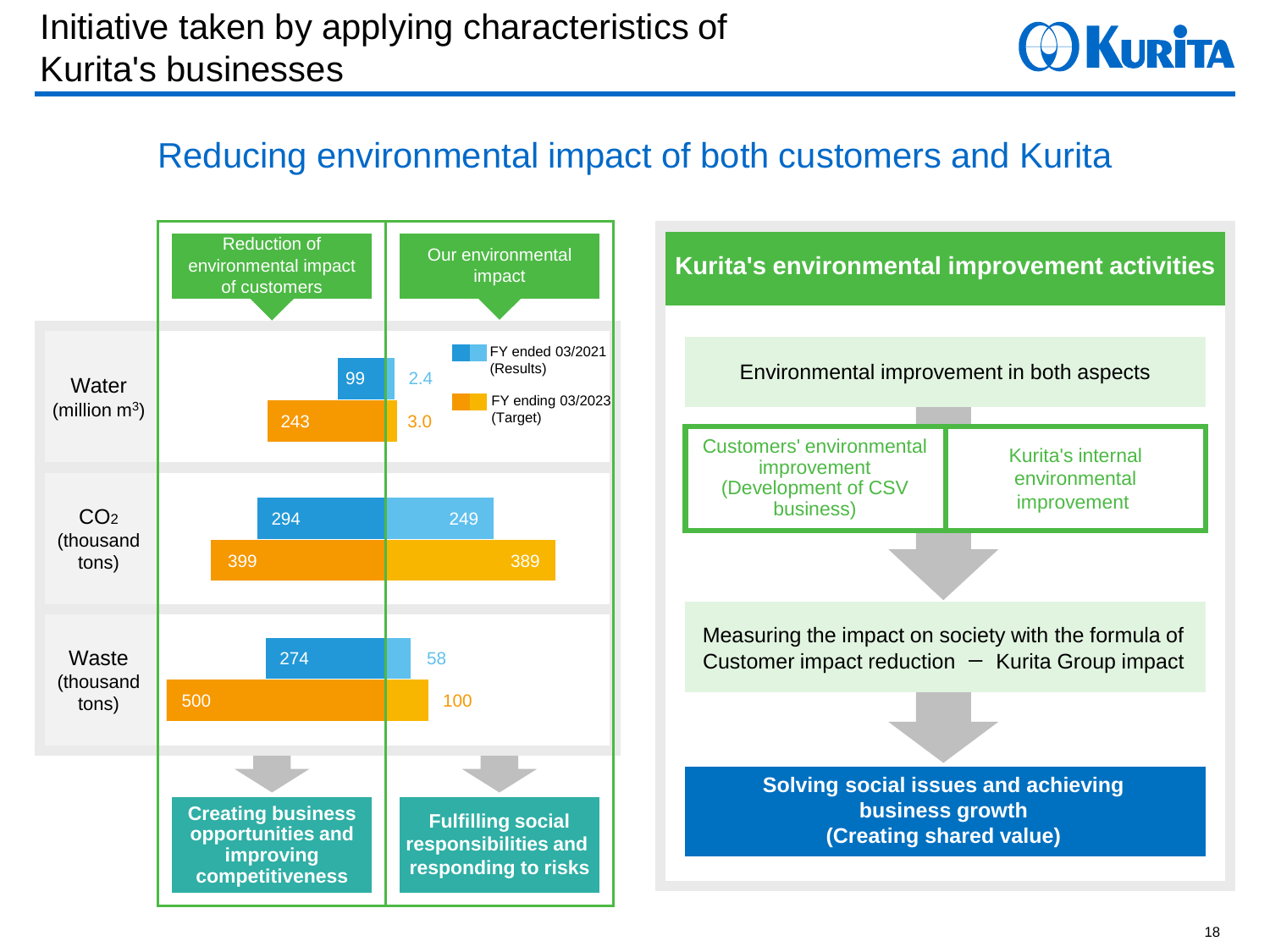# Initiative taken by applying characteristics of Kurita's businesses

## Reducing environmental impact of both customers and Kurita

| | Reduction of environmental impact of customers | Our environmental impact |
|---|---|---|
| Water (million m³) – FY ended 03/2021 (Results) | 99 | 2.4 |
| Water (million m³) – FY ending 03/2023 (Target) | 243 | 3.0 |
| $CO_2$ (thousand tons) – FY ended 03/2021 (Results) | 294 | 249 |
| $CO_2$ (thousand tons) – FY ending 03/2023 (Target) | 399 | 389 |
| Waste (thousand tons) – FY ended 03/2021 (Results) | 274 | 58 |
| Waste (thousand tons) – FY ending 03/2023 (Target) | 500 | 100 |

- Reduction of environmental impact of customers → **Creating business opportunities and improving competitiveness**
- Our environmental impact → **Fulfilling social responsibilities and responding to risks**

### Kurita's environmental improvement activities

Environmental improvement in both aspects

- Customers' environmental improvement (Development of CSV business)
- Kurita's internal environmental improvement

↓

Measuring the impact on society with the formula of Customer impact reduction − Kurita Group impact

↓

**Solving social issues and achieving business growth (Creating shared value)**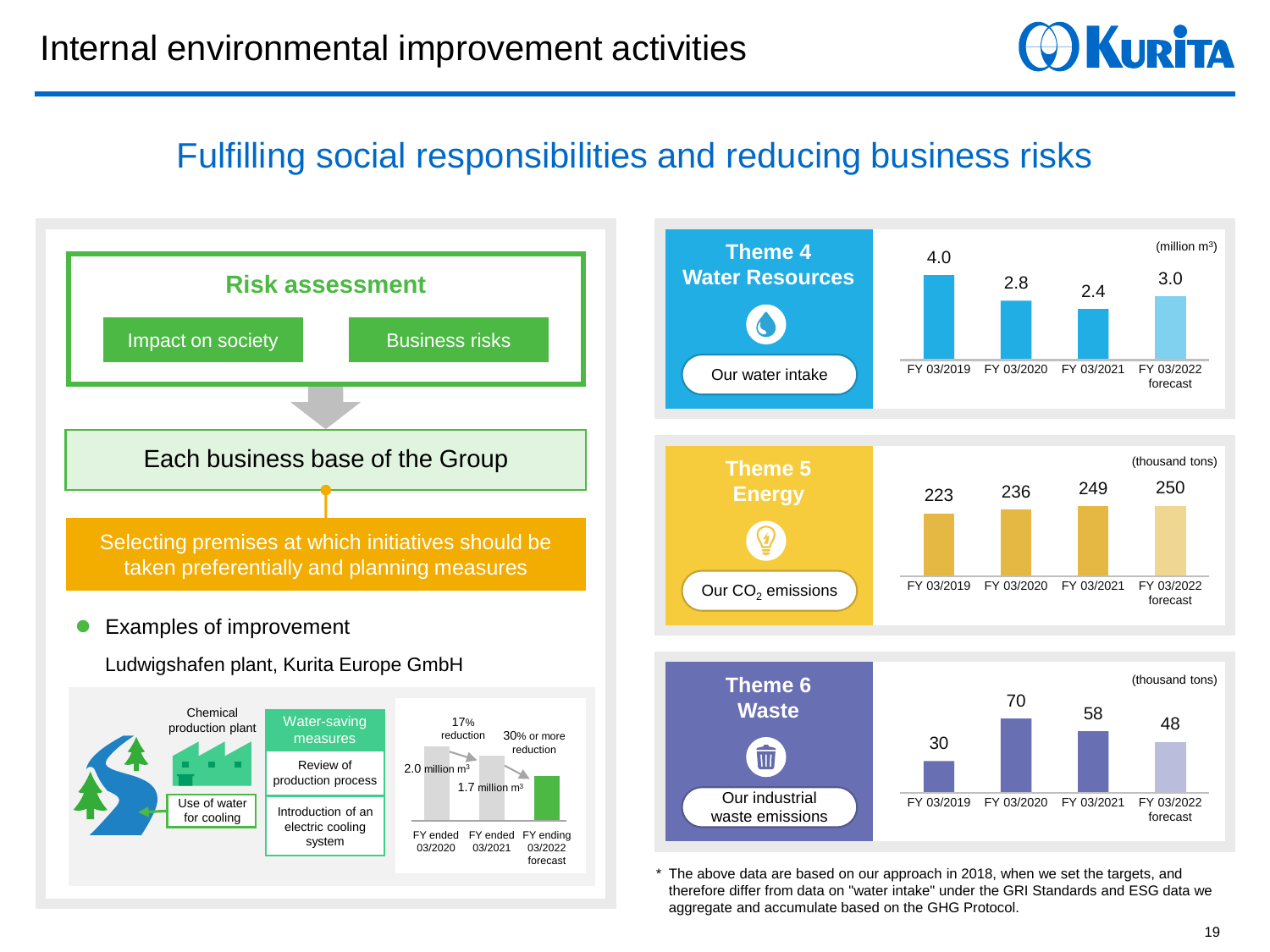# Internal environmental improvement activities

## Fulfilling social responsibilities and reducing business risks

### Risk assessment

- Impact on society
- Business risks

Each business base of the Group

Selecting premises at which initiatives should be taken preferentially and planning measures

- Examples of improvement

Ludwigshafen plant, Kurita Europe GmbH

Chemical production plant

Use of water for cooling

Water-saving measures:
- Review of production process
- Introduction of an electric cooling system

| FY ended 03/2020 | FY ended 03/2021 | FY ending 03/2022 forecast |
|---|---|---|
| 2.0 million $m^3$ | 1.7 million $m^3$ | |

17% reduction; 30% or more reduction

### Theme 4 Water Resources

Our water intake (million $m^3$)

| FY 03/2019 | FY 03/2020 | FY 03/2021 | FY 03/2022 forecast |
|---|---|---|---|
| 4.0 | 2.8 | 2.4 | 3.0 |

### Theme 5 Energy

Our $CO_2$ emissions (thousand tons)

| FY 03/2019 | FY 03/2020 | FY 03/2021 | FY 03/2022 forecast |
|---|---|---|---|
| 223 | 236 | 249 | 250 |

### Theme 6 Waste

Our industrial waste emissions (thousand tons)

| FY 03/2019 | FY 03/2020 | FY 03/2021 | FY 03/2022 forecast |
|---|---|---|---|
| 30 | 70 | 58 | 48 |

* The above data are based on our approach in 2018, when we set the targets, and therefore differ from data on "water intake" under the GRI Standards and ESG data we aggregate and accumulate based on the GHG Protocol.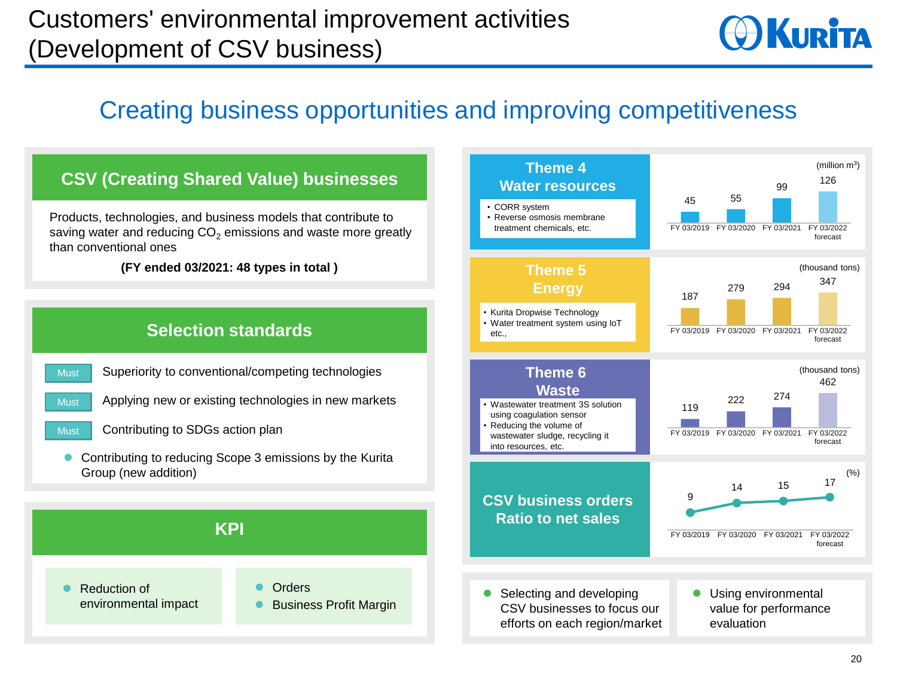# Customers' environmental improvement activities (Development of CSV business)

## Creating business opportunities and improving competitiveness

### CSV (Creating Shared Value) businesses

Products, technologies, and business models that contribute to saving water and reducing $CO_2$ emissions and waste more greatly than conventional ones

**(FY ended 03/2021: 48 types in total )**

### Selection standards

- Must: Superiority to conventional/competing technologies
- Must: Applying new or existing technologies in new markets
- Must: Contributing to SDGs action plan
- Contributing to reducing Scope 3 emissions by the Kurita Group (new addition)

### KPI

- Reduction of environmental impact
- Orders
- Business Profit Margin

### Theme 4 Water resources

- CORR system
- Reverse osmosis membrane treatment chemicals, etc.

(million $m^3$)

| FY 03/2019 | FY 03/2020 | FY 03/2021 | FY 03/2022 forecast |
|---|---|---|---|
| 45 | 55 | 99 | 126 |

### Theme 5 Energy

- Kurita Dropwise Technology
- Water treatment system using IoT etc.,

(thousand tons)

| FY 03/2019 | FY 03/2020 | FY 03/2021 | FY 03/2022 forecast |
|---|---|---|---|
| 187 | 279 | 294 | 347 |

### Theme 6 Waste

- Wastewater treatment 3S solution using coagulation sensor
- Reducing the volume of wastewater sludge, recycling it into resources, etc.

(thousand tons)

| FY 03/2019 | FY 03/2020 | FY 03/2021 | FY 03/2022 forecast |
|---|---|---|---|
| 119 | 222 | 274 | 462 |

### CSV business orders Ratio to net sales

(%)

| FY 03/2019 | FY 03/2020 | FY 03/2021 | FY 03/2022 forecast |
|---|---|---|---|
| 9 | 14 | 15 | 17 |

- Selecting and developing CSV businesses to focus our efforts on each region/market
- Using environmental value for performance evaluation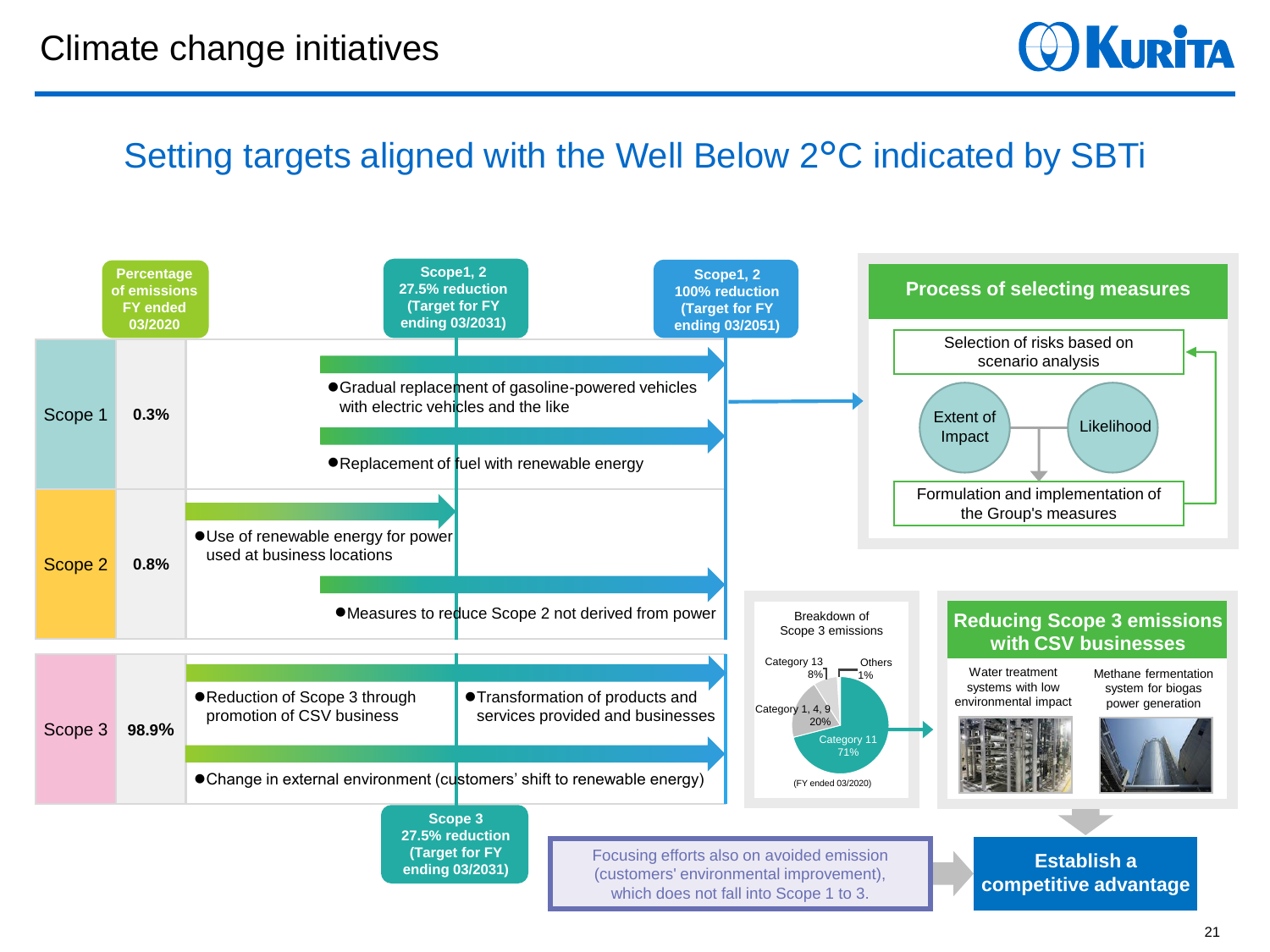# Climate change initiatives

## Setting targets aligned with the Well Below 2°C indicated by SBTi

| | Percentage of emissions FY ended 03/2020 | Measures |
|---|---|---|
| Scope 1 | 0.3% | ●Gradual replacement of gasoline-powered vehicles with electric vehicles and the like<br>●Replacement of fuel with renewable energy |
| Scope 2 | 0.8% | ●Use of renewable energy for power used at business locations<br>●Measures to reduce Scope 2 not derived from power |
| Scope 3 | 98.9% | ●Reduction of Scope 3 through promotion of CSV business<br>●Transformation of products and services provided and businesses<br>●Change in external environment (customers' shift to renewable energy) |

**Scope1, 2 27.5% reduction (Target for FY ending 03/2031)**

**Scope1, 2 100% reduction (Target for FY ending 03/2051)**

**Scope 3 27.5% reduction (Target for FY ending 03/2031)**

### Process of selecting measures

- Selection of risks based on scenario analysis
- Extent of Impact / Likelihood
- Formulation and implementation of the Group's measures

### Breakdown of Scope 3 emissions

- Category 11: 71%
- Category 1, 4, 9: 20%
- Category 13: 8%
- Others: 1%

(FY ended 03/2020)

### Reducing Scope 3 emissions with CSV businesses

- Water treatment systems with low environmental impact
- Methane fermentation system for biogas power generation

Focusing efforts also on avoided emission (customers' environmental improvement), which does not fall into Scope 1 to 3.

**Establish a competitive advantage**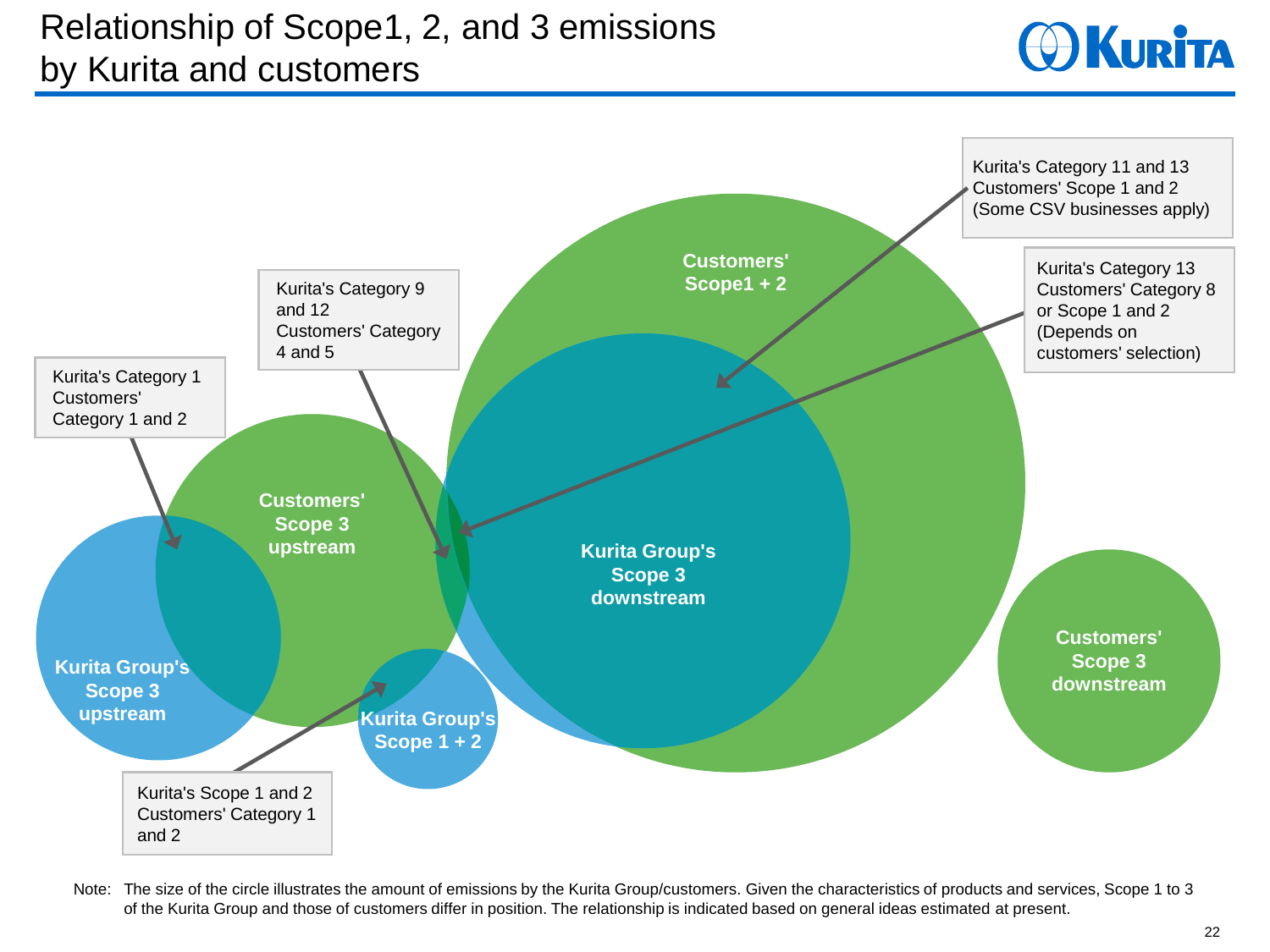# Relationship of Scope1, 2, and 3 emissions by Kurita and customers

Customers' Scope1 + 2

Kurita Group's Scope 3 downstream

Customers' Scope 3 upstream

Kurita Group's Scope 3 upstream

Kurita Group's Scope 1 + 2

Customers' Scope 3 downstream

Kurita's Category 11 and 13
Customers' Scope 1 and 2
(Some CSV businesses apply)

Kurita's Category 13
Customers' Category 8 or Scope 1 and 2
(Depends on customers' selection)

Kurita's Category 9 and 12
Customers' Category 4 and 5

Kurita's Category 1
Customers' Category 1 and 2

Kurita's Scope 1 and 2
Customers' Category 1 and 2

Note: The size of the circle illustrates the amount of emissions by the Kurita Group/customers. Given the characteristics of products and services, Scope 1 to 3 of the Kurita Group and those of customers differ in position. The relationship is indicated based on general ideas estimated at present.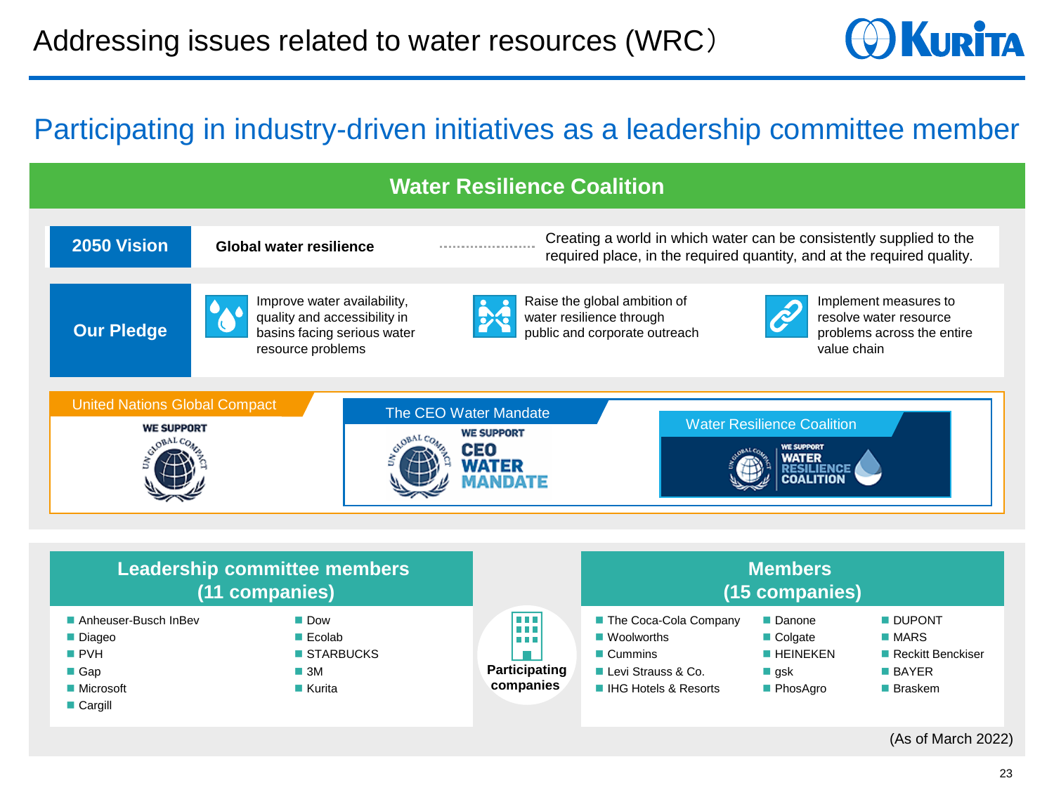# Addressing issues related to water resources (WRC)

## Participating in industry-driven initiatives as a leadership committee member

### Water Resilience Coalition

**2050 Vision** — **Global water resilience** …… Creating a world in which water can be consistently supplied to the required place, in the required quantity, and at the required quality.

**Our Pledge**

- Improve water availability, quality and accessibility in basins facing serious water resource problems
- Raise the global ambition of water resilience through public and corporate outreach
- Implement measures to resolve water resource problems across the entire value chain

United Nations Global Compact — WE SUPPORT

The CEO Water Mandate — WE SUPPORT CEO WATER MANDATE

Water Resilience Coalition — WE SUPPORT WATER RESILIENCE COALITION

**Participating companies**

| Leadership committee members (11 companies) | | Members (15 companies) | | |
|---|---|---|---|---|
| Anheuser-Busch InBev | Dow | The Coca-Cola Company | Danone | DUPONT |
| Diageo | Ecolab | Woolworths | Colgate | MARS |
| PVH | STARBUCKS | Cummins | HEINEKEN | Reckitt Benckiser |
| Gap | 3M | Levi Strauss & Co. | gsk | BAYER |
| Microsoft | Kurita | IHG Hotels & Resorts | PhosAgro | Braskem |
| Cargill | | | | |

(As of March 2022)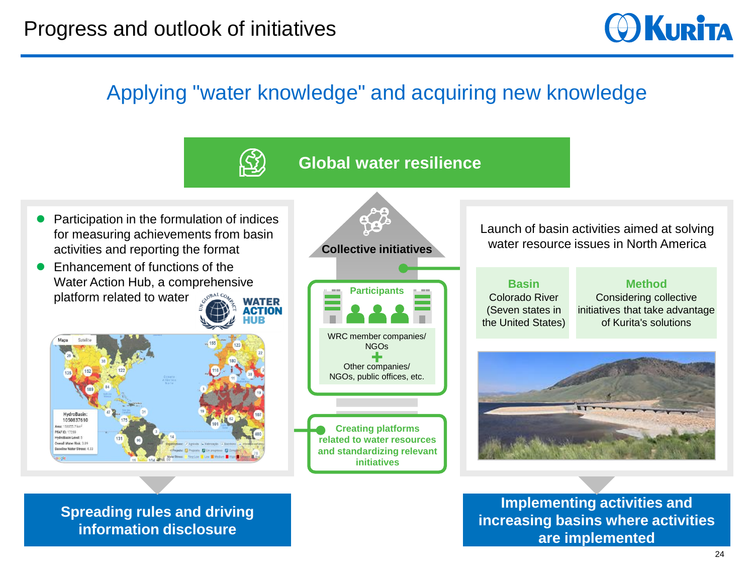# Progress and outlook of initiatives

## Applying "water knowledge" and acquiring new knowledge

**Global water resilience**

- Participation in the formulation of indices for measuring achievements from basin activities and reporting the format
- Enhancement of functions of the Water Action Hub, a comprehensive platform related to water

**Collective initiatives**

**Participants**

WRC member companies/ NGOs
\+
Other companies/ NGOs, public offices, etc.

**Creating platforms related to water resources and standardizing relevant initiatives**

Launch of basin activities aimed at solving water resource issues in North America

| Basin | Method |
| --- | --- |
| Colorado River (Seven states in the United States) | Considering collective initiatives that take advantage of Kurita's solutions |

**Spreading rules and driving information disclosure**

**Implementing activities and increasing basins where activities are implemented**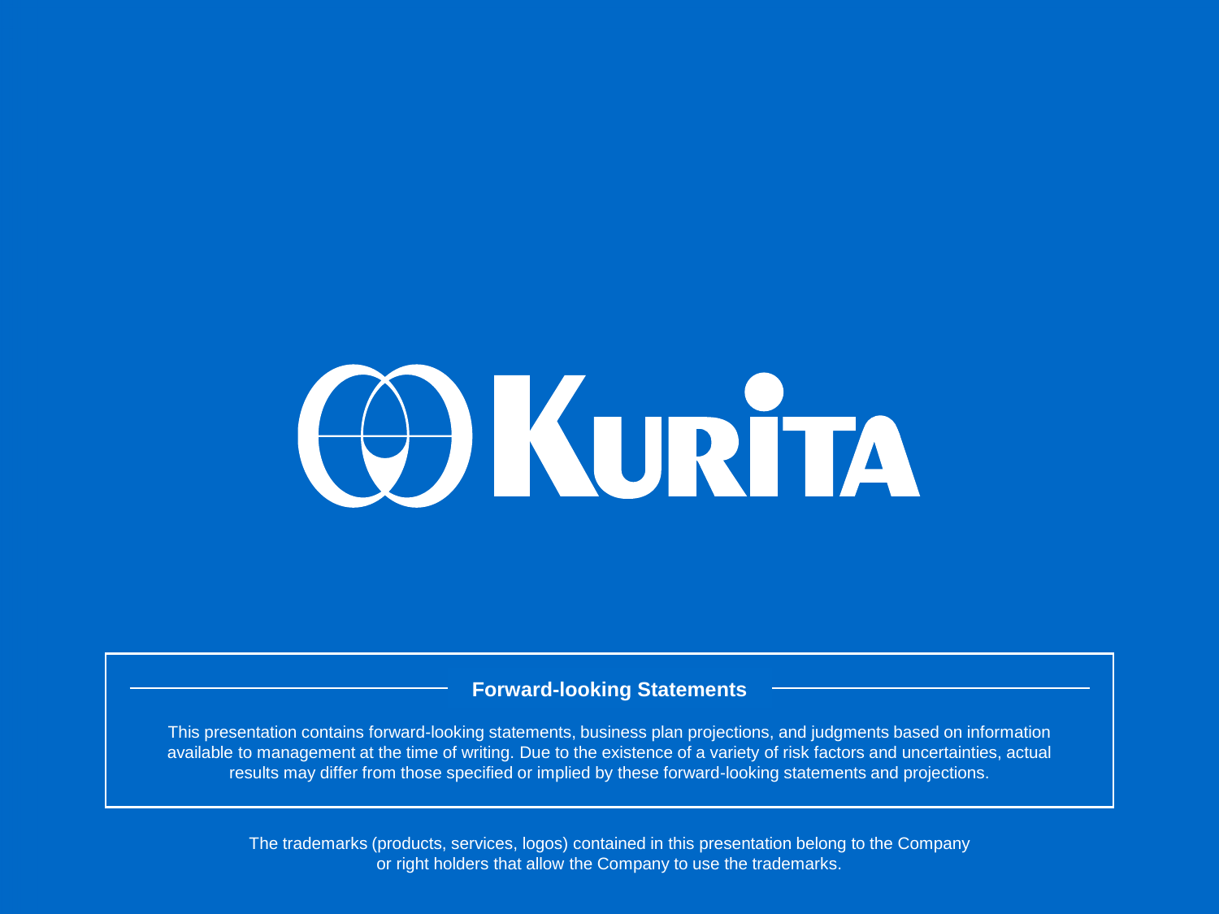KURITA

## Forward-looking Statements

This presentation contains forward-looking statements, business plan projections, and judgments based on information available to management at the time of writing. Due to the existence of a variety of risk factors and uncertainties, actual results may differ from those specified or implied by these forward-looking statements and projections.

The trademarks (products, services, logos) contained in this presentation belong to the Company or right holders that allow the Company to use the trademarks.